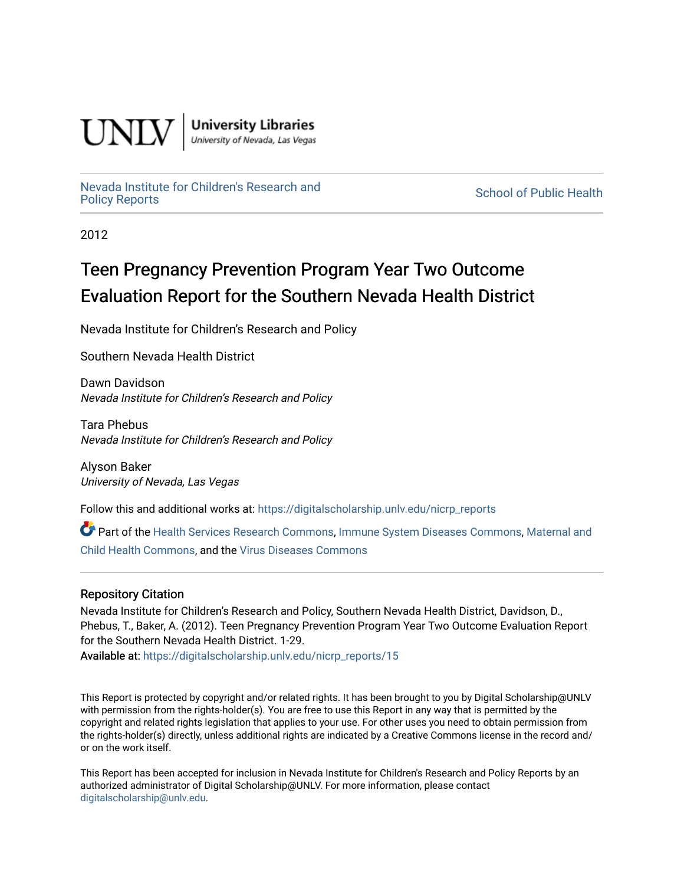UNLV | University Libraries
University of Nevada, Las Vegas

Nevada Institute for Children's Research and Policy Reports

School of Public Health

2012

# Teen Pregnancy Prevention Program Year Two Outcome Evaluation Report for the Southern Nevada Health District

Nevada Institute for Children's Research and Policy

Southern Nevada Health District

Dawn Davidson
*Nevada Institute for Children's Research and Policy*

Tara Phebus
*Nevada Institute for Children's Research and Policy*

Alyson Baker
*University of Nevada, Las Vegas*

Follow this and additional works at: https://digitalscholarship.unlv.edu/nicrp_reports

Part of the Health Services Research Commons, Immune System Diseases Commons, Maternal and Child Health Commons, and the Virus Diseases Commons

## Repository Citation

Nevada Institute for Children's Research and Policy, Southern Nevada Health District, Davidson, D., Phebus, T., Baker, A. (2012). Teen Pregnancy Prevention Program Year Two Outcome Evaluation Report for the Southern Nevada Health District. 1-29.
Available at: https://digitalscholarship.unlv.edu/nicrp_reports/15

This Report is protected by copyright and/or related rights. It has been brought to you by Digital Scholarship@UNLV with permission from the rights-holder(s). You are free to use this Report in any way that is permitted by the copyright and related rights legislation that applies to your use. For other uses you need to obtain permission from the rights-holder(s) directly, unless additional rights are indicated by a Creative Commons license in the record and/or on the work itself.

This Report has been accepted for inclusion in Nevada Institute for Children's Research and Policy Reports by an authorized administrator of Digital Scholarship@UNLV. For more information, please contact digitalscholarship@unlv.edu.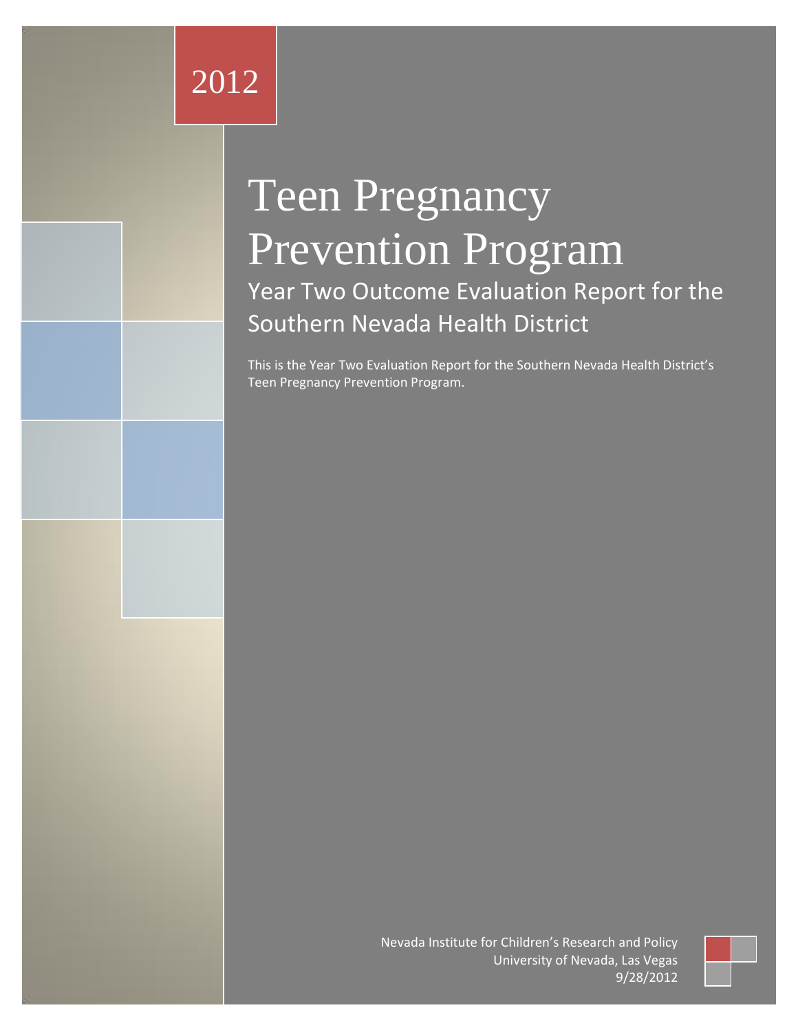2012

# Teen Pregnancy Prevention Program

## Year Two Outcome Evaluation Report for the Southern Nevada Health District

This is the Year Two Evaluation Report for the Southern Nevada Health District's Teen Pregnancy Prevention Program.

Nevada Institute for Children's Research and Policy
University of Nevada, Las Vegas
9/28/2012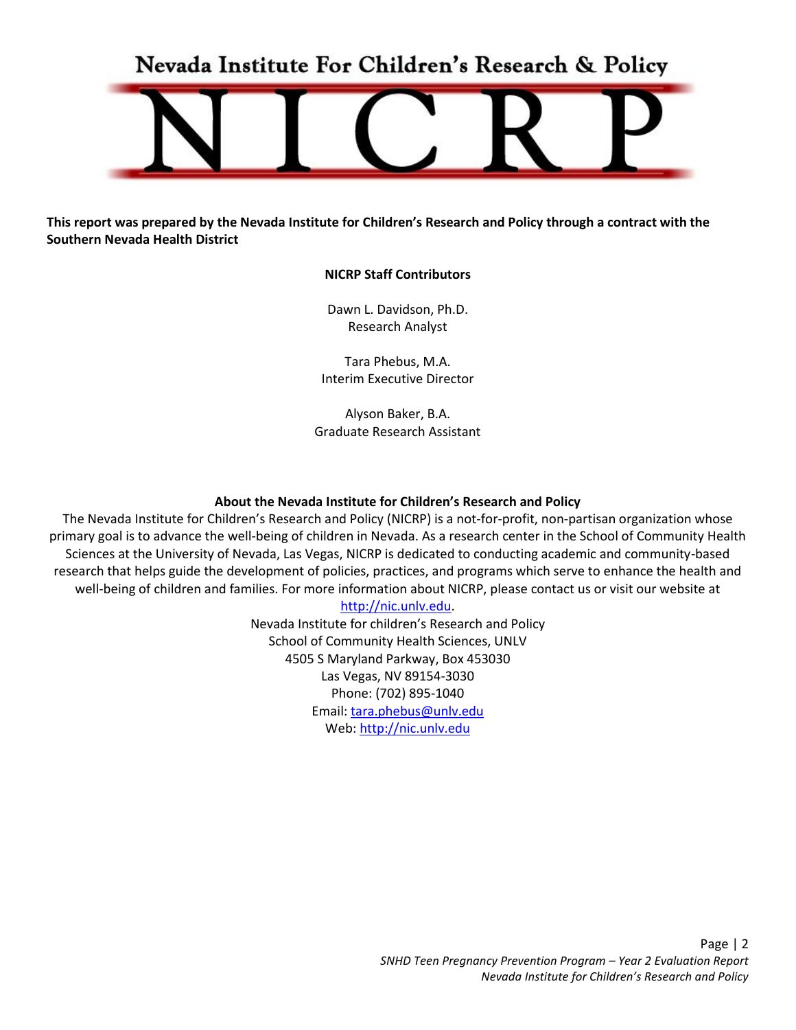# Nevada Institute For Children's Research & Policy

# NICRP

**This report was prepared by the Nevada Institute for Children's Research and Policy through a contract with the Southern Nevada Health District**

**NICRP Staff Contributors**

Dawn L. Davidson, Ph.D.
Research Analyst

Tara Phebus, M.A.
Interim Executive Director

Alyson Baker, B.A.
Graduate Research Assistant

**About the Nevada Institute for Children's Research and Policy**

The Nevada Institute for Children's Research and Policy (NICRP) is a not-for-profit, non-partisan organization whose primary goal is to advance the well-being of children in Nevada. As a research center in the School of Community Health Sciences at the University of Nevada, Las Vegas, NICRP is dedicated to conducting academic and community-based research that helps guide the development of policies, practices, and programs which serve to enhance the health and well-being of children and families. For more information about NICRP, please contact us or visit our website at http://nic.unlv.edu.

Nevada Institute for children's Research and Policy
School of Community Health Sciences, UNLV
4505 S Maryland Parkway, Box 453030
Las Vegas, NV 89154-3030
Phone: (702) 895-1040
Email: tara.phebus@unlv.edu
Web: http://nic.unlv.edu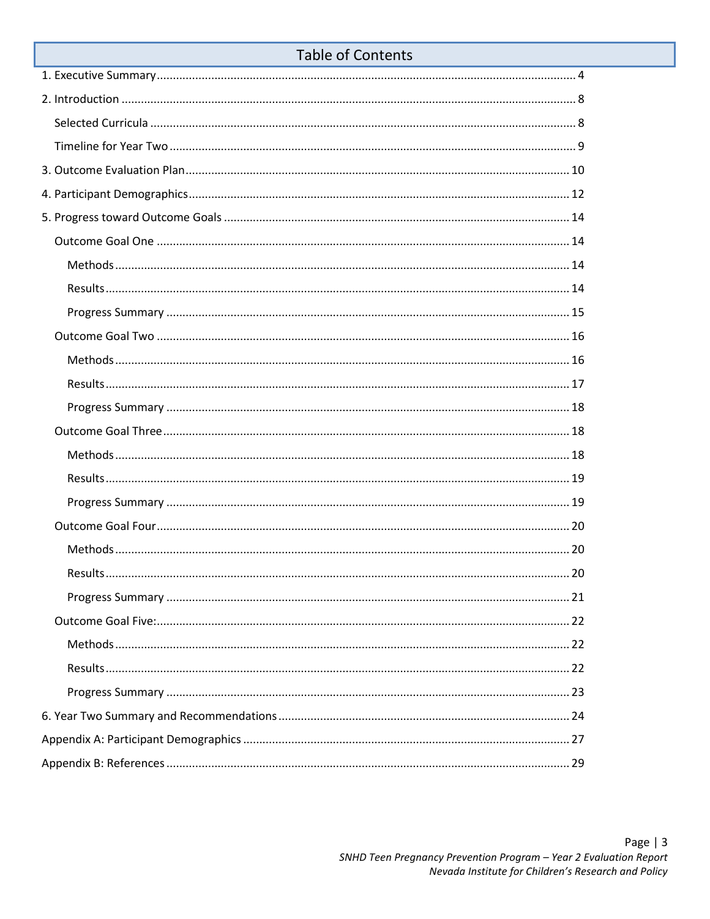# Table of Contents

1. Executive Summary .......... 4
2. Introduction .......... 8
   - Selected Curricula .......... 8
   - Timeline for Year Two .......... 9
3. Outcome Evaluation Plan .......... 10
4. Participant Demographics .......... 12
5. Progress toward Outcome Goals .......... 14
   - Outcome Goal One .......... 14
     - Methods .......... 14
     - Results .......... 14
     - Progress Summary .......... 15
   - Outcome Goal Two .......... 16
     - Methods .......... 16
     - Results .......... 17
     - Progress Summary .......... 18
   - Outcome Goal Three .......... 18
     - Methods .......... 18
     - Results .......... 19
     - Progress Summary .......... 19
   - Outcome Goal Four .......... 20
     - Methods .......... 20
     - Results .......... 20
     - Progress Summary .......... 21
   - Outcome Goal Five: .......... 22
     - Methods .......... 22
     - Results .......... 22
     - Progress Summary .......... 23
6. Year Two Summary and Recommendations .......... 24

Appendix A: Participant Demographics .......... 27

Appendix B: References .......... 29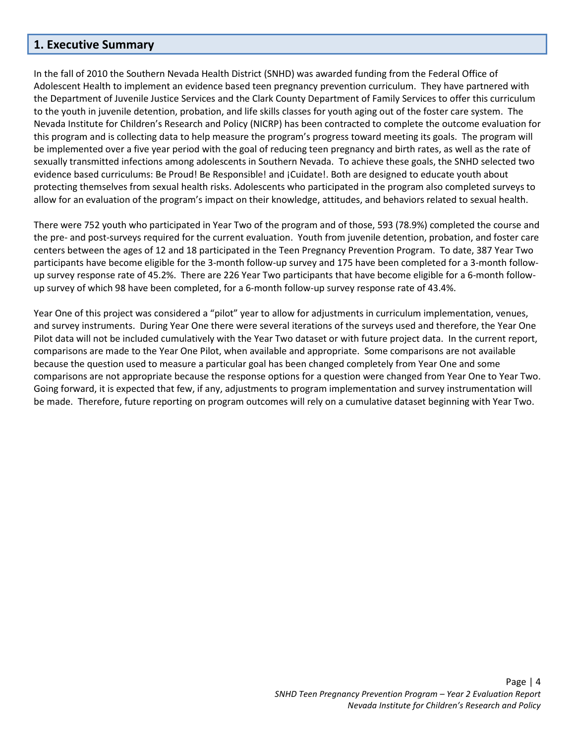## 1. Executive Summary

In the fall of 2010 the Southern Nevada Health District (SNHD) was awarded funding from the Federal Office of Adolescent Health to implement an evidence based teen pregnancy prevention curriculum. They have partnered with the Department of Juvenile Justice Services and the Clark County Department of Family Services to offer this curriculum to the youth in juvenile detention, probation, and life skills classes for youth aging out of the foster care system. The Nevada Institute for Children's Research and Policy (NICRP) has been contracted to complete the outcome evaluation for this program and is collecting data to help measure the program's progress toward meeting its goals. The program will be implemented over a five year period with the goal of reducing teen pregnancy and birth rates, as well as the rate of sexually transmitted infections among adolescents in Southern Nevada. To achieve these goals, the SNHD selected two evidence based curriculums: Be Proud! Be Responsible! and ¡Cuidate!. Both are designed to educate youth about protecting themselves from sexual health risks. Adolescents who participated in the program also completed surveys to allow for an evaluation of the program's impact on their knowledge, attitudes, and behaviors related to sexual health.

There were 752 youth who participated in Year Two of the program and of those, 593 (78.9%) completed the course and the pre- and post-surveys required for the current evaluation. Youth from juvenile detention, probation, and foster care centers between the ages of 12 and 18 participated in the Teen Pregnancy Prevention Program. To date, 387 Year Two participants have become eligible for the 3-month follow-up survey and 175 have been completed for a 3-month follow-up survey response rate of 45.2%. There are 226 Year Two participants that have become eligible for a 6-month follow-up survey of which 98 have been completed, for a 6-month follow-up survey response rate of 43.4%.

Year One of this project was considered a "pilot" year to allow for adjustments in curriculum implementation, venues, and survey instruments. During Year One there were several iterations of the surveys used and therefore, the Year One Pilot data will not be included cumulatively with the Year Two dataset or with future project data. In the current report, comparisons are made to the Year One Pilot, when available and appropriate. Some comparisons are not available because the question used to measure a particular goal has been changed completely from Year One and some comparisons are not appropriate because the response options for a question were changed from Year One to Year Two. Going forward, it is expected that few, if any, adjustments to program implementation and survey instrumentation will be made. Therefore, future reporting on program outcomes will rely on a cumulative dataset beginning with Year Two.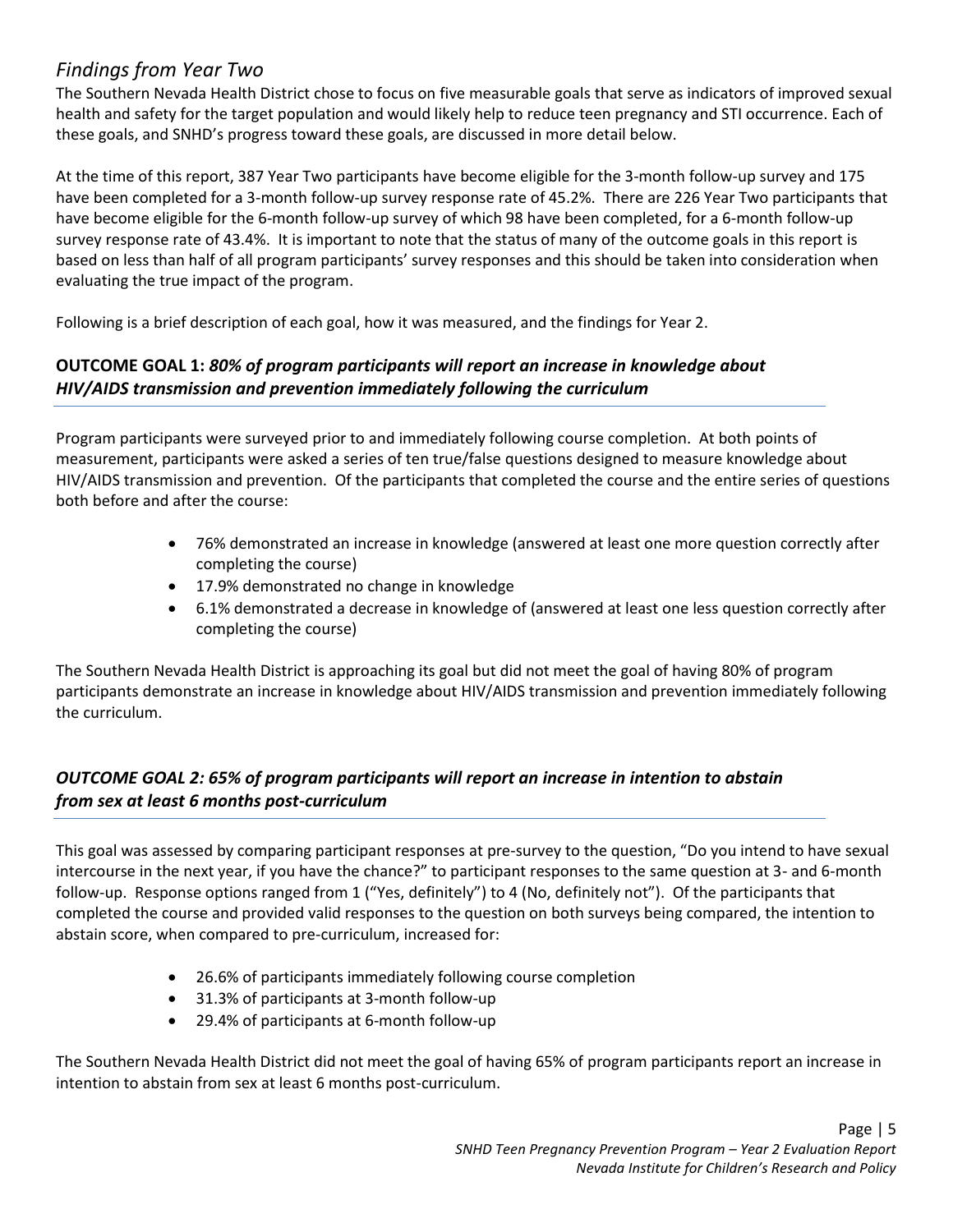## *Findings from Year Two*

The Southern Nevada Health District chose to focus on five measurable goals that serve as indicators of improved sexual health and safety for the target population and would likely help to reduce teen pregnancy and STI occurrence. Each of these goals, and SNHD's progress toward these goals, are discussed in more detail below.

At the time of this report, 387 Year Two participants have become eligible for the 3-month follow-up survey and 175 have been completed for a 3-month follow-up survey response rate of 45.2%. There are 226 Year Two participants that have become eligible for the 6-month follow-up survey of which 98 have been completed, for a 6-month follow-up survey response rate of 43.4%. It is important to note that the status of many of the outcome goals in this report is based on less than half of all program participants' survey responses and this should be taken into consideration when evaluating the true impact of the program.

Following is a brief description of each goal, how it was measured, and the findings for Year 2.

### **OUTCOME GOAL 1:** ***80% of program participants will report an increase in knowledge about HIV/AIDS transmission and prevention immediately following the curriculum***

Program participants were surveyed prior to and immediately following course completion. At both points of measurement, participants were asked a series of ten true/false questions designed to measure knowledge about HIV/AIDS transmission and prevention. Of the participants that completed the course and the entire series of questions both before and after the course:

- 76% demonstrated an increase in knowledge (answered at least one more question correctly after completing the course)
- 17.9% demonstrated no change in knowledge
- 6.1% demonstrated a decrease in knowledge of (answered at least one less question correctly after completing the course)

The Southern Nevada Health District is approaching its goal but did not meet the goal of having 80% of program participants demonstrate an increase in knowledge about HIV/AIDS transmission and prevention immediately following the curriculum.

### ***OUTCOME GOAL 2: 65% of program participants will report an increase in intention to abstain from sex at least 6 months post-curriculum***

This goal was assessed by comparing participant responses at pre-survey to the question, "Do you intend to have sexual intercourse in the next year, if you have the chance?" to participant responses to the same question at 3- and 6-month follow-up. Response options ranged from 1 ("Yes, definitely") to 4 (No, definitely not"). Of the participants that completed the course and provided valid responses to the question on both surveys being compared, the intention to abstain score, when compared to pre-curriculum, increased for:

- 26.6% of participants immediately following course completion
- 31.3% of participants at 3-month follow-up
- 29.4% of participants at 6-month follow-up

The Southern Nevada Health District did not meet the goal of having 65% of program participants report an increase in intention to abstain from sex at least 6 months post-curriculum.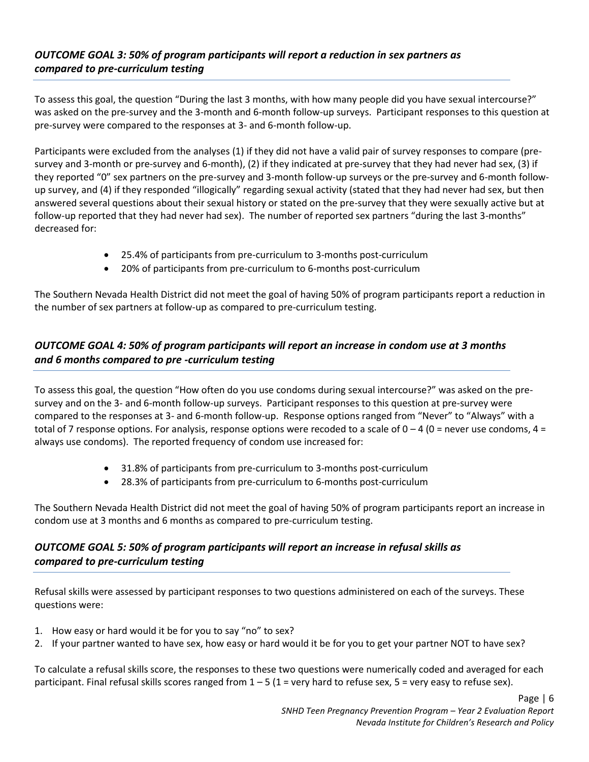### *OUTCOME GOAL 3: 50% of program participants will report a reduction in sex partners as compared to pre-curriculum testing*

To assess this goal, the question "During the last 3 months, with how many people did you have sexual intercourse?" was asked on the pre-survey and the 3-month and 6-month follow-up surveys. Participant responses to this question at pre-survey were compared to the responses at 3- and 6-month follow-up.

Participants were excluded from the analyses (1) if they did not have a valid pair of survey responses to compare (pre-survey and 3-month or pre-survey and 6-month), (2) if they indicated at pre-survey that they had never had sex, (3) if they reported "0" sex partners on the pre-survey and 3-month follow-up surveys or the pre-survey and 6-month follow-up survey, and (4) if they responded "illogically" regarding sexual activity (stated that they had never had sex, but then answered several questions about their sexual history or stated on the pre-survey that they were sexually active but at follow-up reported that they had never had sex). The number of reported sex partners "during the last 3-months" decreased for:

- 25.4% of participants from pre-curriculum to 3-months post-curriculum
- 20% of participants from pre-curriculum to 6-months post-curriculum

The Southern Nevada Health District did not meet the goal of having 50% of program participants report a reduction in the number of sex partners at follow-up as compared to pre-curriculum testing.

### *OUTCOME GOAL 4: 50% of program participants will report an increase in condom use at 3 months and 6 months compared to pre -curriculum testing*

To assess this goal, the question "How often do you use condoms during sexual intercourse?" was asked on the pre-survey and on the 3- and 6-month follow-up surveys. Participant responses to this question at pre-survey were compared to the responses at 3- and 6-month follow-up. Response options ranged from "Never" to "Always" with a total of 7 response options. For analysis, response options were recoded to a scale of 0 – 4 (0 = never use condoms, 4 = always use condoms). The reported frequency of condom use increased for:

- 31.8% of participants from pre-curriculum to 3-months post-curriculum
- 28.3% of participants from pre-curriculum to 6-months post-curriculum

The Southern Nevada Health District did not meet the goal of having 50% of program participants report an increase in condom use at 3 months and 6 months as compared to pre-curriculum testing.

### *OUTCOME GOAL 5: 50% of program participants will report an increase in refusal skills as compared to pre-curriculum testing*

Refusal skills were assessed by participant responses to two questions administered on each of the surveys. These questions were:

1. How easy or hard would it be for you to say "no" to sex?
2. If your partner wanted to have sex, how easy or hard would it be for you to get your partner NOT to have sex?

To calculate a refusal skills score, the responses to these two questions were numerically coded and averaged for each participant. Final refusal skills scores ranged from 1 – 5 (1 = very hard to refuse sex, 5 = very easy to refuse sex).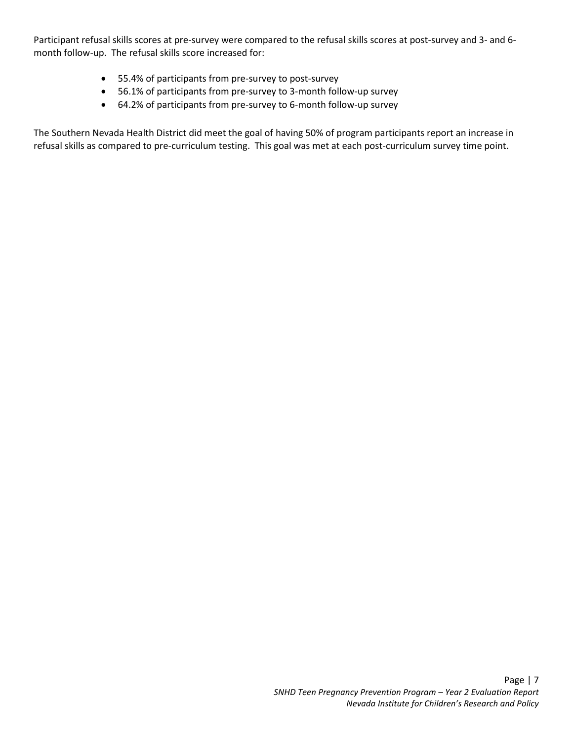Participant refusal skills scores at pre-survey were compared to the refusal skills scores at post-survey and 3- and 6-month follow-up. The refusal skills score increased for:

- 55.4% of participants from pre-survey to post-survey
- 56.1% of participants from pre-survey to 3-month follow-up survey
- 64.2% of participants from pre-survey to 6-month follow-up survey

The Southern Nevada Health District did meet the goal of having 50% of program participants report an increase in refusal skills as compared to pre-curriculum testing. This goal was met at each post-curriculum survey time point.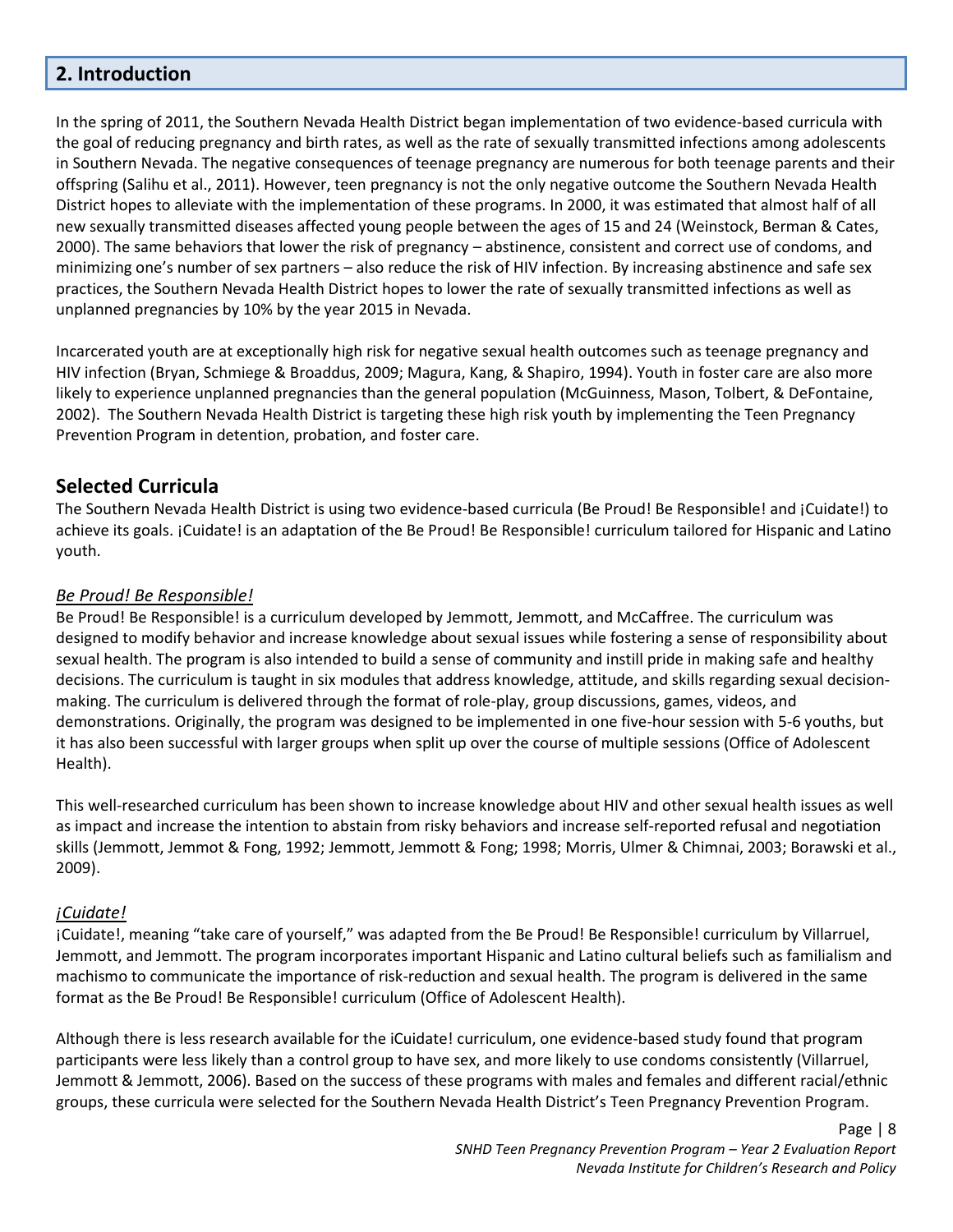## 2. Introduction

In the spring of 2011, the Southern Nevada Health District began implementation of two evidence-based curricula with the goal of reducing pregnancy and birth rates, as well as the rate of sexually transmitted infections among adolescents in Southern Nevada. The negative consequences of teenage pregnancy are numerous for both teenage parents and their offspring (Salihu et al., 2011). However, teen pregnancy is not the only negative outcome the Southern Nevada Health District hopes to alleviate with the implementation of these programs. In 2000, it was estimated that almost half of all new sexually transmitted diseases affected young people between the ages of 15 and 24 (Weinstock, Berman & Cates, 2000). The same behaviors that lower the risk of pregnancy – abstinence, consistent and correct use of condoms, and minimizing one's number of sex partners – also reduce the risk of HIV infection. By increasing abstinence and safe sex practices, the Southern Nevada Health District hopes to lower the rate of sexually transmitted infections as well as unplanned pregnancies by 10% by the year 2015 in Nevada.

Incarcerated youth are at exceptionally high risk for negative sexual health outcomes such as teenage pregnancy and HIV infection (Bryan, Schmiege & Broaddus, 2009; Magura, Kang, & Shapiro, 1994). Youth in foster care are also more likely to experience unplanned pregnancies than the general population (McGuinness, Mason, Tolbert, & DeFontaine, 2002). The Southern Nevada Health District is targeting these high risk youth by implementing the Teen Pregnancy Prevention Program in detention, probation, and foster care.

### Selected Curricula

The Southern Nevada Health District is using two evidence-based curricula (Be Proud! Be Responsible! and ¡Cuidate!) to achieve its goals. ¡Cuidate! is an adaptation of the Be Proud! Be Responsible! curriculum tailored for Hispanic and Latino youth.

#### *Be Proud! Be Responsible!*

Be Proud! Be Responsible! is a curriculum developed by Jemmott, Jemmott, and McCaffree. The curriculum was designed to modify behavior and increase knowledge about sexual issues while fostering a sense of responsibility about sexual health. The program is also intended to build a sense of community and instill pride in making safe and healthy decisions. The curriculum is taught in six modules that address knowledge, attitude, and skills regarding sexual decision-making. The curriculum is delivered through the format of role-play, group discussions, games, videos, and demonstrations. Originally, the program was designed to be implemented in one five-hour session with 5-6 youths, but it has also been successful with larger groups when split up over the course of multiple sessions (Office of Adolescent Health).

This well-researched curriculum has been shown to increase knowledge about HIV and other sexual health issues as well as impact and increase the intention to abstain from risky behaviors and increase self-reported refusal and negotiation skills (Jemmott, Jemmot & Fong, 1992; Jemmott, Jemmott & Fong; 1998; Morris, Ulmer & Chimnai, 2003; Borawski et al., 2009).

#### *¡Cuidate!*

¡Cuidate!, meaning "take care of yourself," was adapted from the Be Proud! Be Responsible! curriculum by Villarruel, Jemmott, and Jemmott. The program incorporates important Hispanic and Latino cultural beliefs such as familialism and machismo to communicate the importance of risk-reduction and sexual health. The program is delivered in the same format as the Be Proud! Be Responsible! curriculum (Office of Adolescent Health).

Although there is less research available for the iCuidate! curriculum, one evidence-based study found that program participants were less likely than a control group to have sex, and more likely to use condoms consistently (Villarruel, Jemmott & Jemmott, 2006). Based on the success of these programs with males and females and different racial/ethnic groups, these curricula were selected for the Southern Nevada Health District's Teen Pregnancy Prevention Program.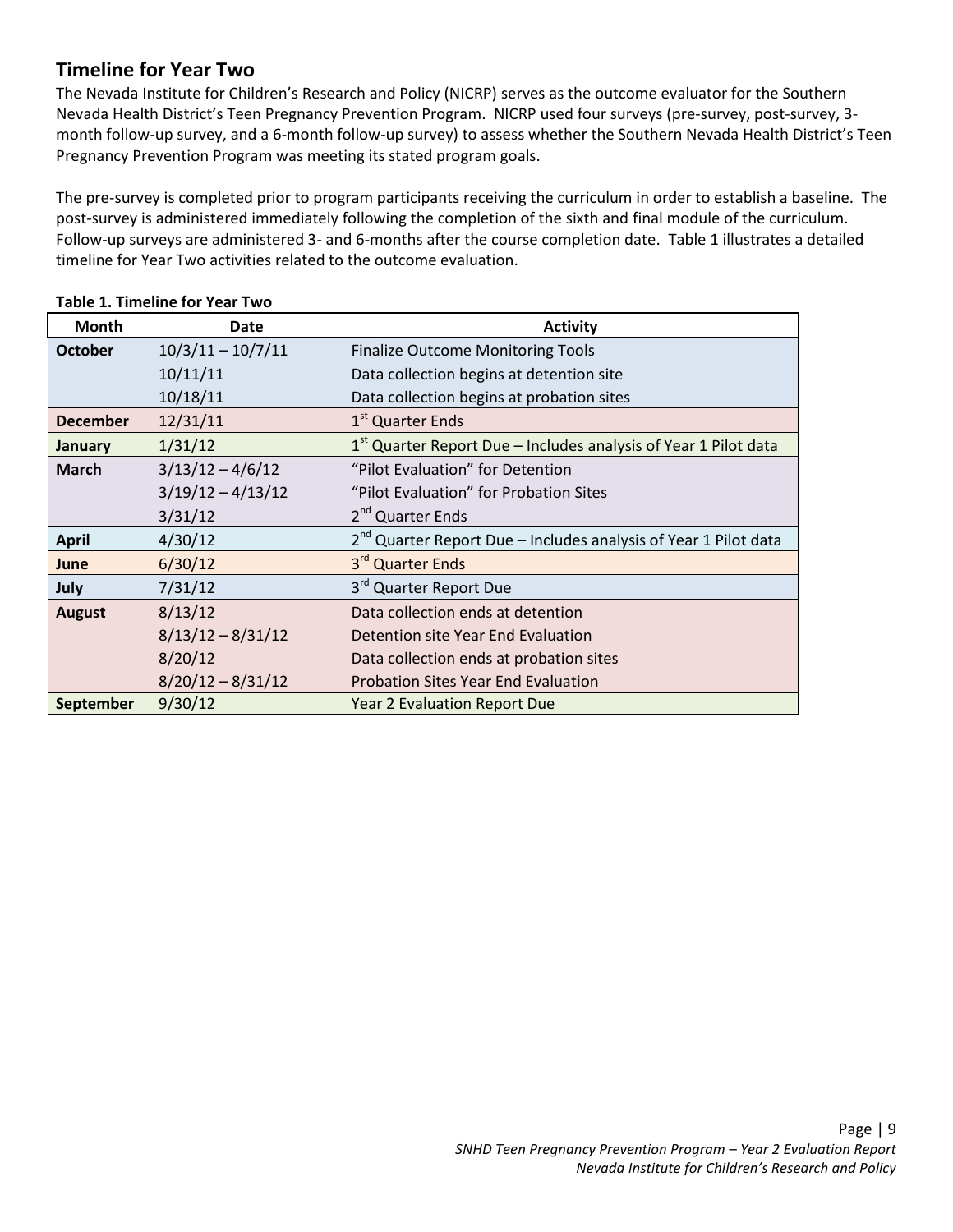## Timeline for Year Two

The Nevada Institute for Children's Research and Policy (NICRP) serves as the outcome evaluator for the Southern Nevada Health District's Teen Pregnancy Prevention Program. NICRP used four surveys (pre-survey, post-survey, 3-month follow-up survey, and a 6-month follow-up survey) to assess whether the Southern Nevada Health District's Teen Pregnancy Prevention Program was meeting its stated program goals.

The pre-survey is completed prior to program participants receiving the curriculum in order to establish a baseline. The post-survey is administered immediately following the completion of the sixth and final module of the curriculum. Follow-up surveys are administered 3- and 6-months after the course completion date. Table 1 illustrates a detailed timeline for Year Two activities related to the outcome evaluation.

**Table 1. Timeline for Year Two**

| Month | Date | Activity |
|---|---|---|
| **October** | 10/3/11 – 10/7/11 | Finalize Outcome Monitoring Tools |
| | 10/11/11 | Data collection begins at detention site |
| | 10/18/11 | Data collection begins at probation sites |
| **December** | 12/31/11 | 1st Quarter Ends |
| **January** | 1/31/12 | 1st Quarter Report Due – Includes analysis of Year 1 Pilot data |
| **March** | 3/13/12 – 4/6/12 | "Pilot Evaluation" for Detention |
| | 3/19/12 – 4/13/12 | "Pilot Evaluation" for Probation Sites |
| | 3/31/12 | 2nd Quarter Ends |
| **April** | 4/30/12 | 2nd Quarter Report Due – Includes analysis of Year 1 Pilot data |
| **June** | 6/30/12 | 3rd Quarter Ends |
| **July** | 7/31/12 | 3rd Quarter Report Due |
| **August** | 8/13/12 | Data collection ends at detention |
| | 8/13/12 – 8/31/12 | Detention site Year End Evaluation |
| | 8/20/12 | Data collection ends at probation sites |
| | 8/20/12 – 8/31/12 | Probation Sites Year End Evaluation |
| **September** | 9/30/12 | Year 2 Evaluation Report Due |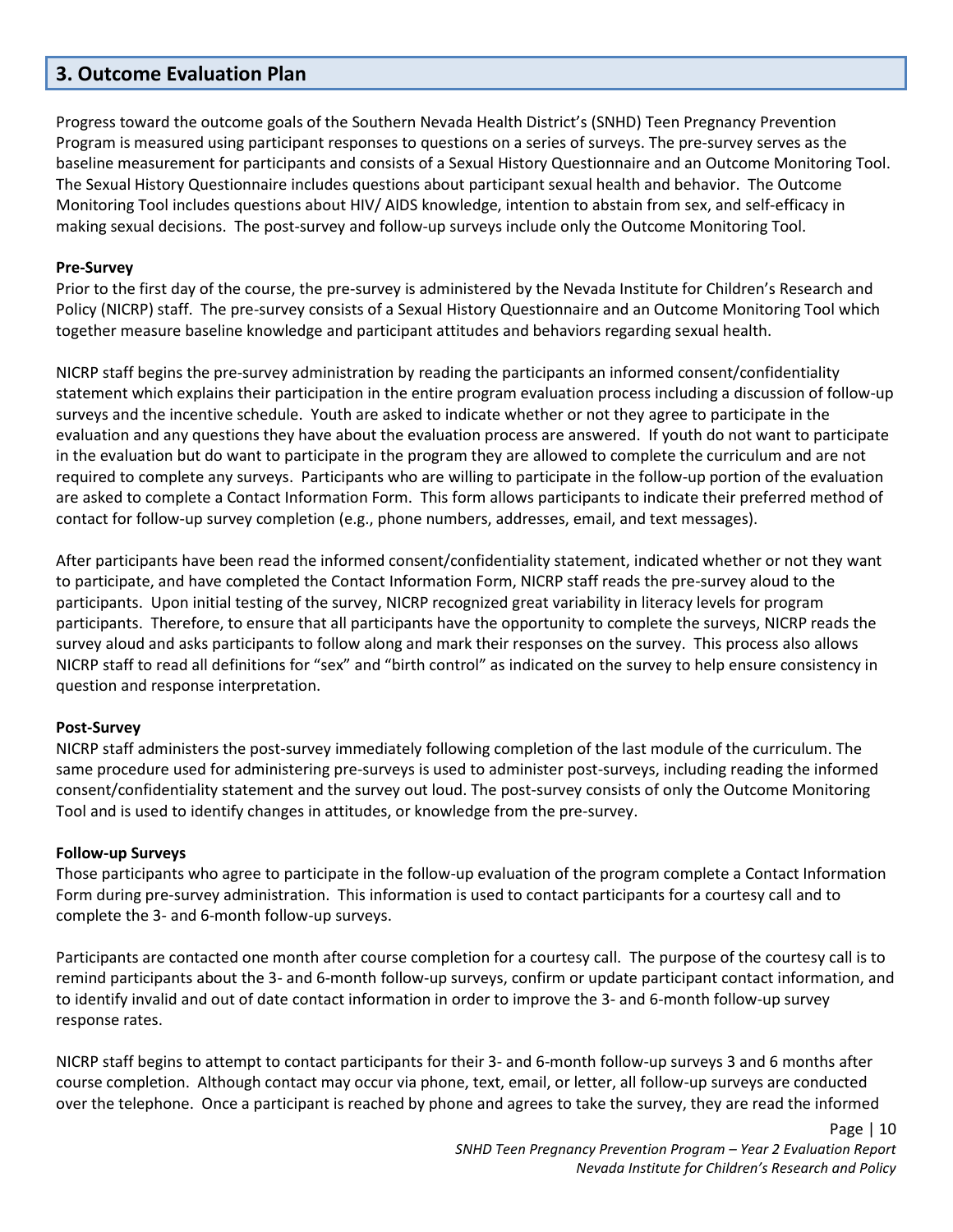## 3. Outcome Evaluation Plan

Progress toward the outcome goals of the Southern Nevada Health District's (SNHD) Teen Pregnancy Prevention Program is measured using participant responses to questions on a series of surveys. The pre-survey serves as the baseline measurement for participants and consists of a Sexual History Questionnaire and an Outcome Monitoring Tool. The Sexual History Questionnaire includes questions about participant sexual health and behavior. The Outcome Monitoring Tool includes questions about HIV/ AIDS knowledge, intention to abstain from sex, and self-efficacy in making sexual decisions. The post-survey and follow-up surveys include only the Outcome Monitoring Tool.

**Pre-Survey**

Prior to the first day of the course, the pre-survey is administered by the Nevada Institute for Children's Research and Policy (NICRP) staff. The pre-survey consists of a Sexual History Questionnaire and an Outcome Monitoring Tool which together measure baseline knowledge and participant attitudes and behaviors regarding sexual health.

NICRP staff begins the pre-survey administration by reading the participants an informed consent/confidentiality statement which explains their participation in the entire program evaluation process including a discussion of follow-up surveys and the incentive schedule. Youth are asked to indicate whether or not they agree to participate in the evaluation and any questions they have about the evaluation process are answered. If youth do not want to participate in the evaluation but do want to participate in the program they are allowed to complete the curriculum and are not required to complete any surveys. Participants who are willing to participate in the follow-up portion of the evaluation are asked to complete a Contact Information Form. This form allows participants to indicate their preferred method of contact for follow-up survey completion (e.g., phone numbers, addresses, email, and text messages).

After participants have been read the informed consent/confidentiality statement, indicated whether or not they want to participate, and have completed the Contact Information Form, NICRP staff reads the pre-survey aloud to the participants. Upon initial testing of the survey, NICRP recognized great variability in literacy levels for program participants. Therefore, to ensure that all participants have the opportunity to complete the surveys, NICRP reads the survey aloud and asks participants to follow along and mark their responses on the survey. This process also allows NICRP staff to read all definitions for "sex" and "birth control" as indicated on the survey to help ensure consistency in question and response interpretation.

**Post-Survey**

NICRP staff administers the post-survey immediately following completion of the last module of the curriculum. The same procedure used for administering pre-surveys is used to administer post-surveys, including reading the informed consent/confidentiality statement and the survey out loud. The post-survey consists of only the Outcome Monitoring Tool and is used to identify changes in attitudes, or knowledge from the pre-survey.

**Follow-up Surveys**

Those participants who agree to participate in the follow-up evaluation of the program complete a Contact Information Form during pre-survey administration. This information is used to contact participants for a courtesy call and to complete the 3- and 6-month follow-up surveys.

Participants are contacted one month after course completion for a courtesy call. The purpose of the courtesy call is to remind participants about the 3- and 6-month follow-up surveys, confirm or update participant contact information, and to identify invalid and out of date contact information in order to improve the 3- and 6-month follow-up survey response rates.

NICRP staff begins to attempt to contact participants for their 3- and 6-month follow-up surveys 3 and 6 months after course completion. Although contact may occur via phone, text, email, or letter, all follow-up surveys are conducted over the telephone. Once a participant is reached by phone and agrees to take the survey, they are read the informed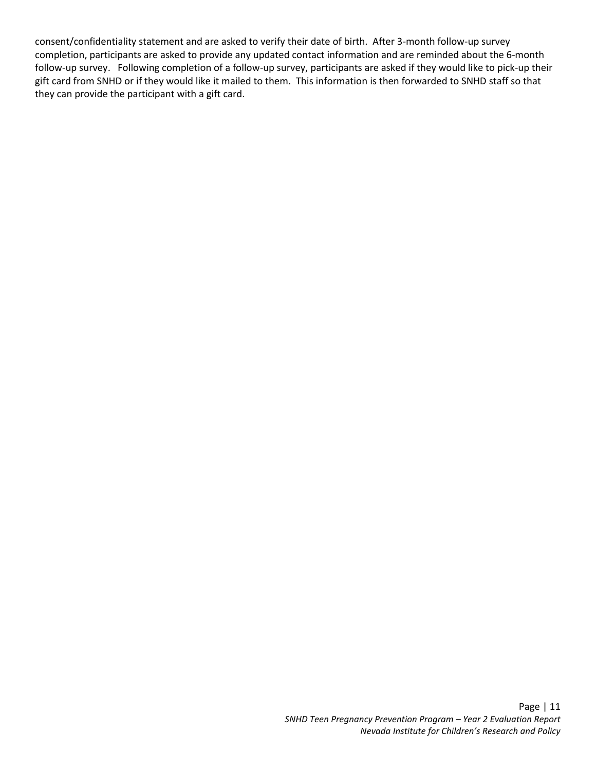consent/confidentiality statement and are asked to verify their date of birth. After 3-month follow-up survey completion, participants are asked to provide any updated contact information and are reminded about the 6-month follow-up survey. Following completion of a follow-up survey, participants are asked if they would like to pick-up their gift card from SNHD or if they would like it mailed to them. This information is then forwarded to SNHD staff so that they can provide the participant with a gift card.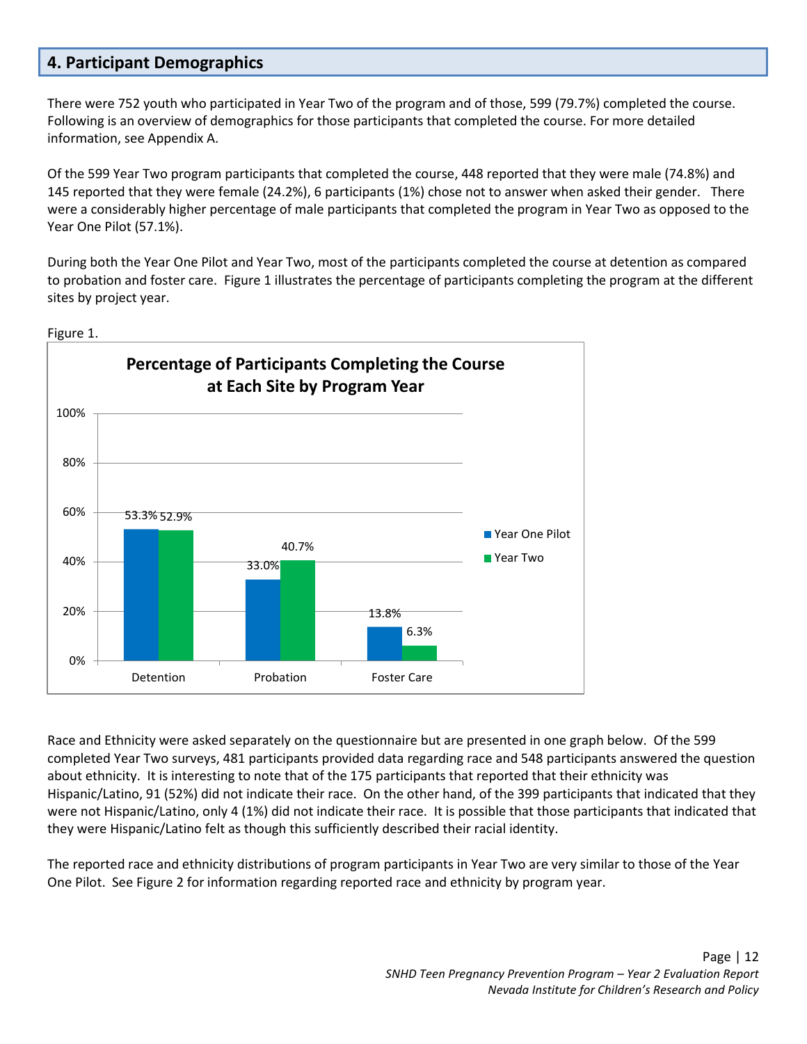## 4. Participant Demographics

There were 752 youth who participated in Year Two of the program and of those, 599 (79.7%) completed the course. Following is an overview of demographics for those participants that completed the course. For more detailed information, see Appendix A.

Of the 599 Year Two program participants that completed the course, 448 reported that they were male (74.8%) and 145 reported that they were female (24.2%), 6 participants (1%) chose not to answer when asked their gender. There were a considerably higher percentage of male participants that completed the program in Year Two as opposed to the Year One Pilot (57.1%).

During both the Year One Pilot and Year Two, most of the participants completed the course at detention as compared to probation and foster care. Figure 1 illustrates the percentage of participants completing the program at the different sites by project year.

Figure 1.

**Percentage of Participants Completing the Course at Each Site by Program Year**

| Site | Year One Pilot | Year Two |
|---|---|---|
| Detention | 53.3% | 52.9% |
| Probation | 33.0% | 40.7% |
| Foster Care | 13.8% | 6.3% |

Race and Ethnicity were asked separately on the questionnaire but are presented in one graph below. Of the 599 completed Year Two surveys, 481 participants provided data regarding race and 548 participants answered the question about ethnicity. It is interesting to note that of the 175 participants that reported that their ethnicity was Hispanic/Latino, 91 (52%) did not indicate their race. On the other hand, of the 399 participants that indicated that they were not Hispanic/Latino, only 4 (1%) did not indicate their race. It is possible that those participants that indicated that they were Hispanic/Latino felt as though this sufficiently described their racial identity.

The reported race and ethnicity distributions of program participants in Year Two are very similar to those of the Year One Pilot. See Figure 2 for information regarding reported race and ethnicity by program year.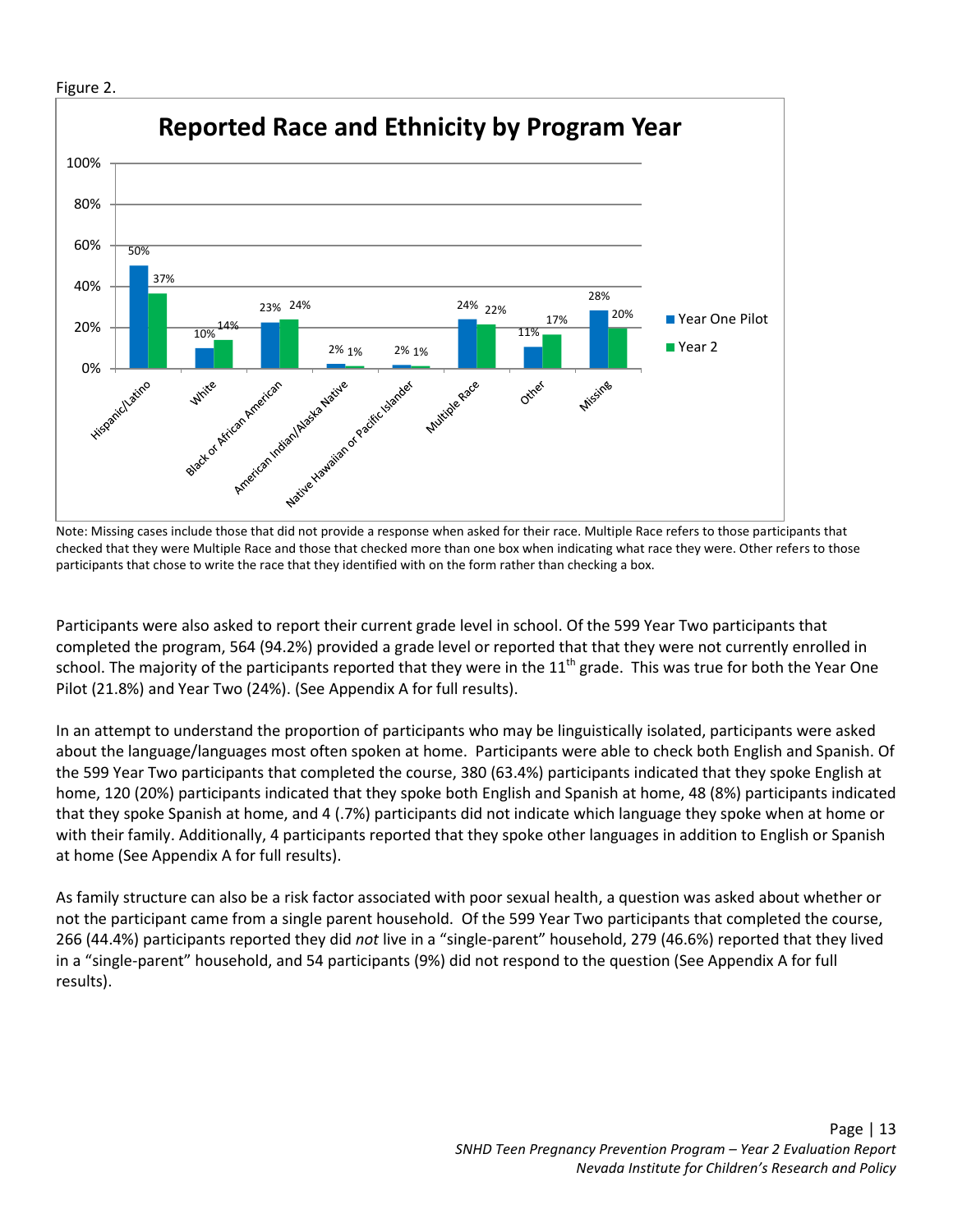Figure 2.

**Reported Race and Ethnicity by Program Year**

| | Year One Pilot | Year 2 |
|---|---|---|
| Hispanic/Latino | 50% | 37% |
| White | 10% | 14% |
| Black or African American | 23% | 24% |
| American Indian/Alaska Native | 2% | 1% |
| Native Hawaiian or Pacific Islander | 2% | 1% |
| Multiple Race | 24% | 22% |
| Other | 11% | 17% |
| Missing | 28% | 20% |

Note: Missing cases include those that did not provide a response when asked for their race. Multiple Race refers to those participants that checked that they were Multiple Race and those that checked more than one box when indicating what race they were. Other refers to those participants that chose to write the race that they identified with on the form rather than checking a box.

Participants were also asked to report their current grade level in school. Of the 599 Year Two participants that completed the program, 564 (94.2%) provided a grade level or reported that that they were not currently enrolled in school. The majority of the participants reported that they were in the 11th grade. This was true for both the Year One Pilot (21.8%) and Year Two (24%). (See Appendix A for full results).

In an attempt to understand the proportion of participants who may be linguistically isolated, participants were asked about the language/languages most often spoken at home. Participants were able to check both English and Spanish. Of the 599 Year Two participants that completed the course, 380 (63.4%) participants indicated that they spoke English at home, 120 (20%) participants indicated that they spoke both English and Spanish at home, 48 (8%) participants indicated that they spoke Spanish at home, and 4 (.7%) participants did not indicate which language they spoke when at home or with their family. Additionally, 4 participants reported that they spoke other languages in addition to English or Spanish at home (See Appendix A for full results).

As family structure can also be a risk factor associated with poor sexual health, a question was asked about whether or not the participant came from a single parent household. Of the 599 Year Two participants that completed the course, 266 (44.4%) participants reported they did *not* live in a "single-parent" household, 279 (46.6%) reported that they lived in a "single-parent" household, and 54 participants (9%) did not respond to the question (See Appendix A for full results).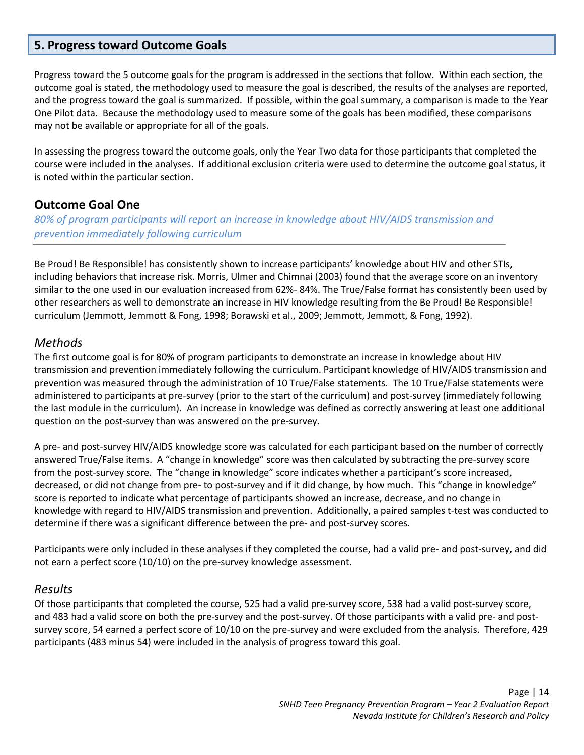## 5. Progress toward Outcome Goals

Progress toward the 5 outcome goals for the program is addressed in the sections that follow. Within each section, the outcome goal is stated, the methodology used to measure the goal is described, the results of the analyses are reported, and the progress toward the goal is summarized. If possible, within the goal summary, a comparison is made to the Year One Pilot data. Because the methodology used to measure some of the goals has been modified, these comparisons may not be available or appropriate for all of the goals.

In assessing the progress toward the outcome goals, only the Year Two data for those participants that completed the course were included in the analyses. If additional exclusion criteria were used to determine the outcome goal status, it is noted within the particular section.

### Outcome Goal One

*80% of program participants will report an increase in knowledge about HIV/AIDS transmission and prevention immediately following curriculum*

Be Proud! Be Responsible! has consistently shown to increase participants' knowledge about HIV and other STIs, including behaviors that increase risk. Morris, Ulmer and Chimnai (2003) found that the average score on an inventory similar to the one used in our evaluation increased from 62%- 84%. The True/False format has consistently been used by other researchers as well to demonstrate an increase in HIV knowledge resulting from the Be Proud! Be Responsible! curriculum (Jemmott, Jemmott & Fong, 1998; Borawski et al., 2009; Jemmott, Jemmott, & Fong, 1992).

#### *Methods*

The first outcome goal is for 80% of program participants to demonstrate an increase in knowledge about HIV transmission and prevention immediately following the curriculum. Participant knowledge of HIV/AIDS transmission and prevention was measured through the administration of 10 True/False statements. The 10 True/False statements were administered to participants at pre-survey (prior to the start of the curriculum) and post-survey (immediately following the last module in the curriculum). An increase in knowledge was defined as correctly answering at least one additional question on the post-survey than was answered on the pre-survey.

A pre- and post-survey HIV/AIDS knowledge score was calculated for each participant based on the number of correctly answered True/False items. A "change in knowledge" score was then calculated by subtracting the pre-survey score from the post-survey score. The "change in knowledge" score indicates whether a participant's score increased, decreased, or did not change from pre- to post-survey and if it did change, by how much. This "change in knowledge" score is reported to indicate what percentage of participants showed an increase, decrease, and no change in knowledge with regard to HIV/AIDS transmission and prevention. Additionally, a paired samples t-test was conducted to determine if there was a significant difference between the pre- and post-survey scores.

Participants were only included in these analyses if they completed the course, had a valid pre- and post-survey, and did not earn a perfect score (10/10) on the pre-survey knowledge assessment.

#### *Results*

Of those participants that completed the course, 525 had a valid pre-survey score, 538 had a valid post-survey score, and 483 had a valid score on both the pre-survey and the post-survey. Of those participants with a valid pre- and post-survey score, 54 earned a perfect score of 10/10 on the pre-survey and were excluded from the analysis. Therefore, 429 participants (483 minus 54) were included in the analysis of progress toward this goal.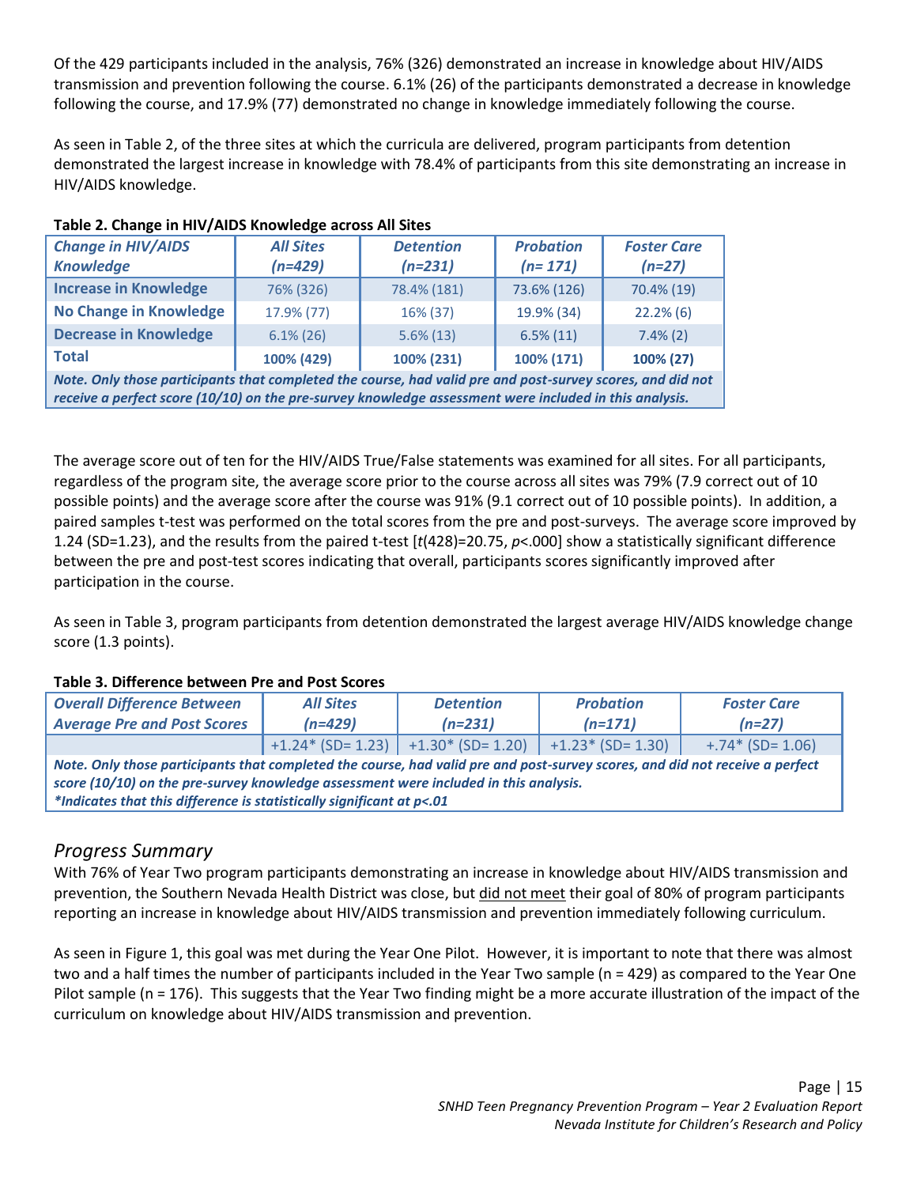Of the 429 participants included in the analysis, 76% (326) demonstrated an increase in knowledge about HIV/AIDS transmission and prevention following the course. 6.1% (26) of the participants demonstrated a decrease in knowledge following the course, and 17.9% (77) demonstrated no change in knowledge immediately following the course.

As seen in Table 2, of the three sites at which the curricula are delivered, program participants from detention demonstrated the largest increase in knowledge with 78.4% of participants from this site demonstrating an increase in HIV/AIDS knowledge.

**Table 2. Change in HIV/AIDS Knowledge across All Sites**

| *Change in HIV/AIDS Knowledge* | *All Sites (n=429)* | *Detention (n=231)* | *Probation (n= 171)* | *Foster Care (n=27)* |
|---|---|---|---|---|
| **Increase in Knowledge** | 76% (326) | 78.4% (181) | 73.6% (126) | 70.4% (19) |
| **No Change in Knowledge** | 17.9% (77) | 16% (37) | 19.9% (34) | 22.2% (6) |
| **Decrease in Knowledge** | 6.1% (26) | 5.6% (13) | 6.5% (11) | 7.4% (2) |
| **Total** | **100% (429)** | **100% (231)** | **100% (171)** | **100% (27)** |
| ***Note. Only those participants that completed the course, had valid pre and post-survey scores, and did not receive a perfect score (10/10) on the pre-survey knowledge assessment were included in this analysis.*** | | | | |

The average score out of ten for the HIV/AIDS True/False statements was examined for all sites. For all participants, regardless of the program site, the average score prior to the course across all sites was 79% (7.9 correct out of 10 possible points) and the average score after the course was 91% (9.1 correct out of 10 possible points). In addition, a paired samples t-test was performed on the total scores from the pre and post-surveys. The average score improved by 1.24 (SD=1.23), and the results from the paired t-test [$t(428)=20.75$, $p<.000$] show a statistically significant difference between the pre and post-test scores indicating that overall, participants scores significantly improved after participation in the course.

As seen in Table 3, program participants from detention demonstrated the largest average HIV/AIDS knowledge change score (1.3 points).

**Table 3. Difference between Pre and Post Scores**

| *Overall Difference Between Average Pre and Post Scores* | *All Sites (n=429)* | *Detention (n=231)* | *Probation (n=171)* | *Foster Care (n=27)* |
|---|---|---|---|---|
| | +1.24* (SD= 1.23) | +1.30* (SD= 1.20) | +1.23* (SD= 1.30) | +.74* (SD= 1.06) |
| ***Note. Only those participants that completed the course, had valid pre and post-survey scores, and did not receive a perfect score (10/10) on the pre-survey knowledge assessment were included in this analysis.*** ***\*Indicates that this difference is statistically significant at p<.01*** | | | | |

## *Progress Summary*

With 76% of Year Two program participants demonstrating an increase in knowledge about HIV/AIDS transmission and prevention, the Southern Nevada Health District was close, but <u>did not meet</u> their goal of 80% of program participants reporting an increase in knowledge about HIV/AIDS transmission and prevention immediately following curriculum.

As seen in Figure 1, this goal was met during the Year One Pilot. However, it is important to note that there was almost two and a half times the number of participants included in the Year Two sample (n = 429) as compared to the Year One Pilot sample (n = 176). This suggests that the Year Two finding might be a more accurate illustration of the impact of the curriculum on knowledge about HIV/AIDS transmission and prevention.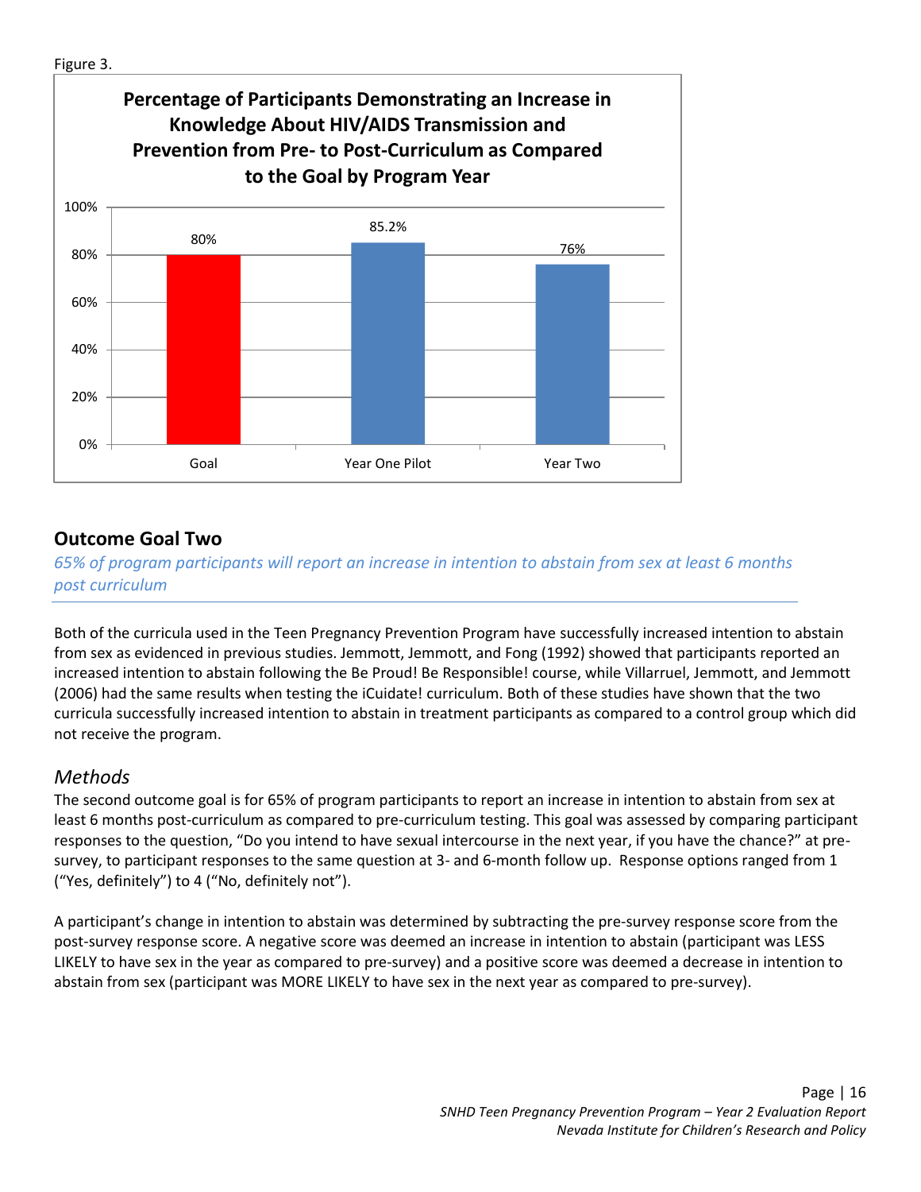Figure 3.

**Percentage of Participants Demonstrating an Increase in Knowledge About HIV/AIDS Transmission and Prevention from Pre- to Post-Curriculum as Compared to the Goal by Program Year**

| Goal | Year One Pilot | Year Two |
|---|---|---|
| 80% | 85.2% | 76% |

## Outcome Goal Two

*65% of program participants will report an increase in intention to abstain from sex at least 6 months post curriculum*

Both of the curricula used in the Teen Pregnancy Prevention Program have successfully increased intention to abstain from sex as evidenced in previous studies. Jemmott, Jemmott, and Fong (1992) showed that participants reported an increased intention to abstain following the Be Proud! Be Responsible! course, while Villarruel, Jemmott, and Jemmott (2006) had the same results when testing the iCuidate! curriculum. Both of these studies have shown that the two curricula successfully increased intention to abstain in treatment participants as compared to a control group which did not receive the program.

### *Methods*

The second outcome goal is for 65% of program participants to report an increase in intention to abstain from sex at least 6 months post-curriculum as compared to pre-curriculum testing. This goal was assessed by comparing participant responses to the question, "Do you intend to have sexual intercourse in the next year, if you have the chance?" at pre-survey, to participant responses to the same question at 3- and 6-month follow up. Response options ranged from 1 ("Yes, definitely") to 4 ("No, definitely not").

A participant's change in intention to abstain was determined by subtracting the pre-survey response score from the post-survey response score. A negative score was deemed an increase in intention to abstain (participant was LESS LIKELY to have sex in the year as compared to pre-survey) and a positive score was deemed a decrease in intention to abstain from sex (participant was MORE LIKELY to have sex in the next year as compared to pre-survey).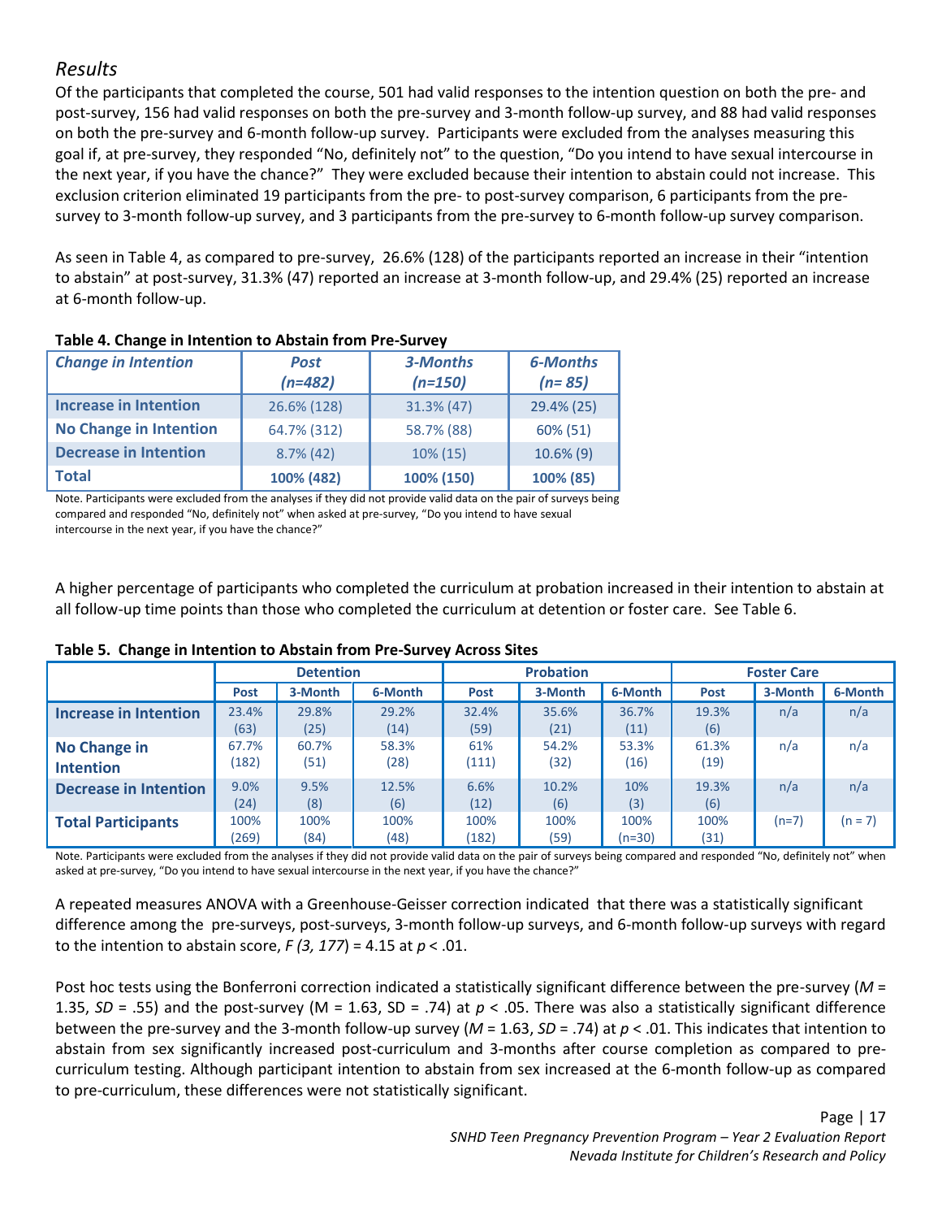## *Results*

Of the participants that completed the course, 501 had valid responses to the intention question on both the pre- and post-survey, 156 had valid responses on both the pre-survey and 3-month follow-up survey, and 88 had valid responses on both the pre-survey and 6-month follow-up survey. Participants were excluded from the analyses measuring this goal if, at pre-survey, they responded "No, definitely not" to the question, "Do you intend to have sexual intercourse in the next year, if you have the chance?" They were excluded because their intention to abstain could not increase. This exclusion criterion eliminated 19 participants from the pre- to post-survey comparison, 6 participants from the pre-survey to 3-month follow-up survey, and 3 participants from the pre-survey to 6-month follow-up survey comparison.

As seen in Table 4, as compared to pre-survey, 26.6% (128) of the participants reported an increase in their "intention to abstain" at post-survey, 31.3% (47) reported an increase at 3-month follow-up, and 29.4% (25) reported an increase at 6-month follow-up.

**Table 4. Change in Intention to Abstain from Pre-Survey**

| *Change in Intention* | *Post (n=482)* | *3-Months (n=150)* | *6-Months (n= 85)* |
|---|---|---|---|
| **Increase in Intention** | 26.6% (128) | 31.3% (47) | 29.4% (25) |
| **No Change in Intention** | 64.7% (312) | 58.7% (88) | 60% (51) |
| **Decrease in Intention** | 8.7% (42) | 10% (15) | 10.6% (9) |
| **Total** | **100% (482)** | **100% (150)** | **100% (85)** |

Note. Participants were excluded from the analyses if they did not provide valid data on the pair of surveys being compared and responded "No, definitely not" when asked at pre-survey, "Do you intend to have sexual intercourse in the next year, if you have the chance?"

A higher percentage of participants who completed the curriculum at probation increased in their intention to abstain at all follow-up time points than those who completed the curriculum at detention or foster care. See Table 6.

**Table 5. Change in Intention to Abstain from Pre-Survey Across Sites**

| | **Detention** | | | **Probation** | | | **Foster Care** | | |
|---|---|---|---|---|---|---|---|---|---|
| | **Post** | **3-Month** | **6-Month** | **Post** | **3-Month** | **6-Month** | **Post** | **3-Month** | **6-Month** |
| **Increase in Intention** | 23.4% (63) | 29.8% (25) | 29.2% (14) | 32.4% (59) | 35.6% (21) | 36.7% (11) | 19.3% (6) | n/a | n/a |
| **No Change in Intention** | 67.7% (182) | 60.7% (51) | 58.3% (28) | 61% (111) | 54.2% (32) | 53.3% (16) | 61.3% (19) | n/a | n/a |
| **Decrease in Intention** | 9.0% (24) | 9.5% (8) | 12.5% (6) | 6.6% (12) | 10.2% (6) | 10% (3) | 19.3% (6) | n/a | n/a |
| **Total Participants** | 100% (269) | 100% (84) | 100% (48) | 100% (182) | 100% (59) | 100% (n=30) | 100% (31) | (n=7) | (n = 7) |

Note. Participants were excluded from the analyses if they did not provide valid data on the pair of surveys being compared and responded "No, definitely not" when asked at pre-survey, "Do you intend to have sexual intercourse in the next year, if you have the chance?"

A repeated measures ANOVA with a Greenhouse-Geisser correction indicated that there was a statistically significant difference among the pre-surveys, post-surveys, 3-month follow-up surveys, and 6-month follow-up surveys with regard to the intention to abstain score, $F(3, 177) = 4.15$ at $p < .01$.

Post hoc tests using the Bonferroni correction indicated a statistically significant difference between the pre-survey ($M$ = 1.35, $SD$ = .55) and the post-survey (M = 1.63, SD = .74) at $p < .05$. There was also a statistically significant difference between the pre-survey and the 3-month follow-up survey ($M$ = 1.63, $SD$ = .74) at $p < .01$. This indicates that intention to abstain from sex significantly increased post-curriculum and 3-months after course completion as compared to pre-curriculum testing. Although participant intention to abstain from sex increased at the 6-month follow-up as compared to pre-curriculum, these differences were not statistically significant.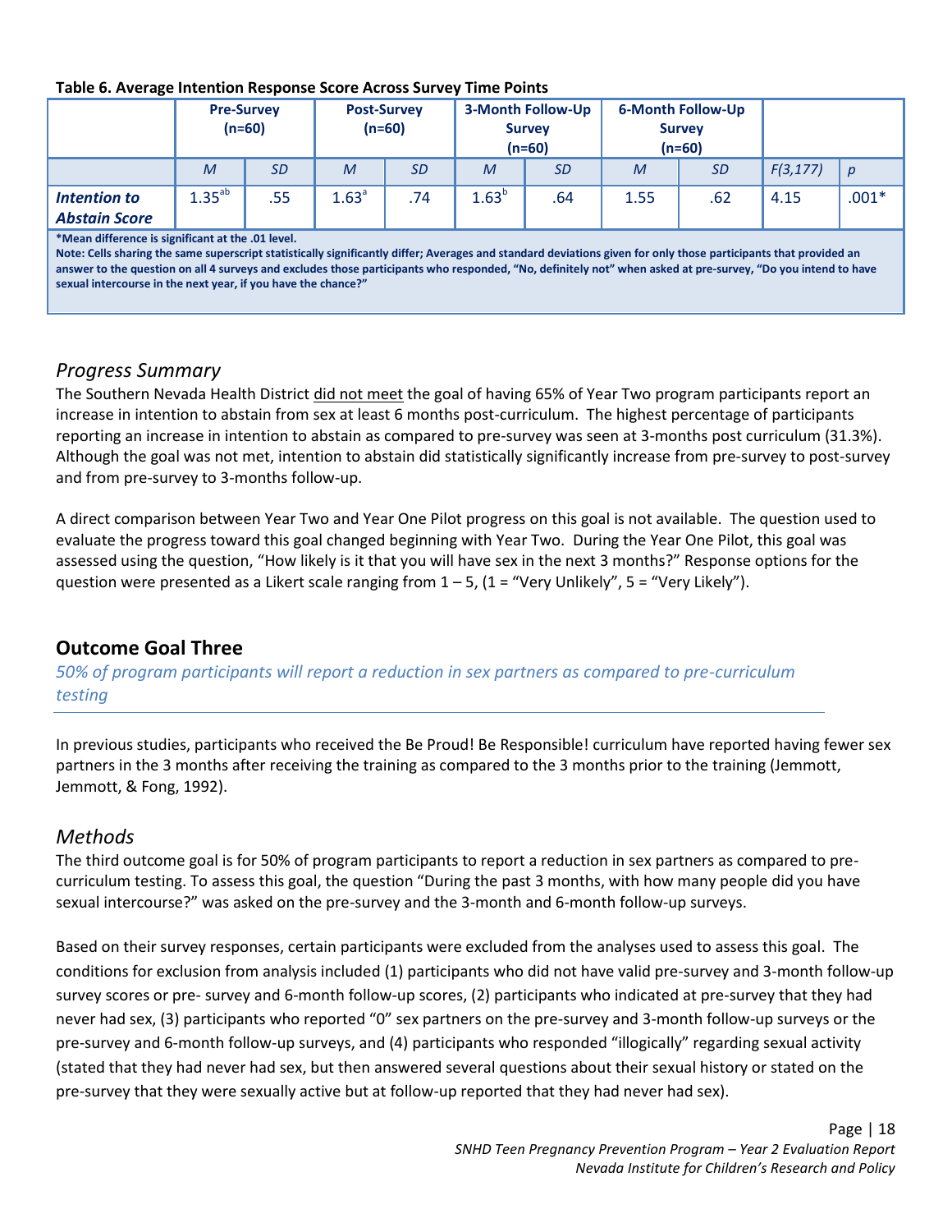**Table 6. Average Intention Response Score Across Survey Time Points**

| | Pre-Survey (n=60) | | Post-Survey (n=60) | | 3-Month Follow-Up Survey (n=60) | | 6-Month Follow-Up Survey (n=60) | | | |
|---|---|---|---|---|---|---|---|---|---|---|
| | *M* | *SD* | *M* | *SD* | *M* | *SD* | *M* | *SD* | $F(3,177)$ | *p* |
| ***Intention to Abstain Score*** | 1.35[ab] | .55 | 1.63[a] | .74 | 1.63[b] | .64 | 1.55 | .62 | 4.15 | .001* |

***Mean difference is significant at the .01 level.**
**Note: Cells sharing the same superscript statistically significantly differ; Averages and standard deviations given for only those participants that provided an answer to the question on all 4 surveys and excludes those participants who responded, "No, definitely not" when asked at pre-survey, "Do you intend to have sexual intercourse in the next year, if you have the chance?"**

### *Progress Summary*

The Southern Nevada Health District did not meet the goal of having 65% of Year Two program participants report an increase in intention to abstain from sex at least 6 months post-curriculum. The highest percentage of participants reporting an increase in intention to abstain as compared to pre-survey was seen at 3-months post curriculum (31.3%). Although the goal was not met, intention to abstain did statistically significantly increase from pre-survey to post-survey and from pre-survey to 3-months follow-up.

A direct comparison between Year Two and Year One Pilot progress on this goal is not available. The question used to evaluate the progress toward this goal changed beginning with Year Two. During the Year One Pilot, this goal was assessed using the question, "How likely is it that you will have sex in the next 3 months?" Response options for the question were presented as a Likert scale ranging from 1 – 5, (1 = "Very Unlikely", 5 = "Very Likely").

## Outcome Goal Three

*50% of program participants will report a reduction in sex partners as compared to pre-curriculum testing*

In previous studies, participants who received the Be Proud! Be Responsible! curriculum have reported having fewer sex partners in the 3 months after receiving the training as compared to the 3 months prior to the training (Jemmott, Jemmott, & Fong, 1992).

### *Methods*

The third outcome goal is for 50% of program participants to report a reduction in sex partners as compared to pre-curriculum testing. To assess this goal, the question "During the past 3 months, with how many people did you have sexual intercourse?" was asked on the pre-survey and the 3-month and 6-month follow-up surveys.

Based on their survey responses, certain participants were excluded from the analyses used to assess this goal. The conditions for exclusion from analysis included (1) participants who did not have valid pre-survey and 3-month follow-up survey scores or pre- survey and 6-month follow-up scores, (2) participants who indicated at pre-survey that they had never had sex, (3) participants who reported "0" sex partners on the pre-survey and 3-month follow-up surveys or the pre-survey and 6-month follow-up surveys, and (4) participants who responded "illogically" regarding sexual activity (stated that they had never had sex, but then answered several questions about their sexual history or stated on the pre-survey that they were sexually active but at follow-up reported that they had never had sex).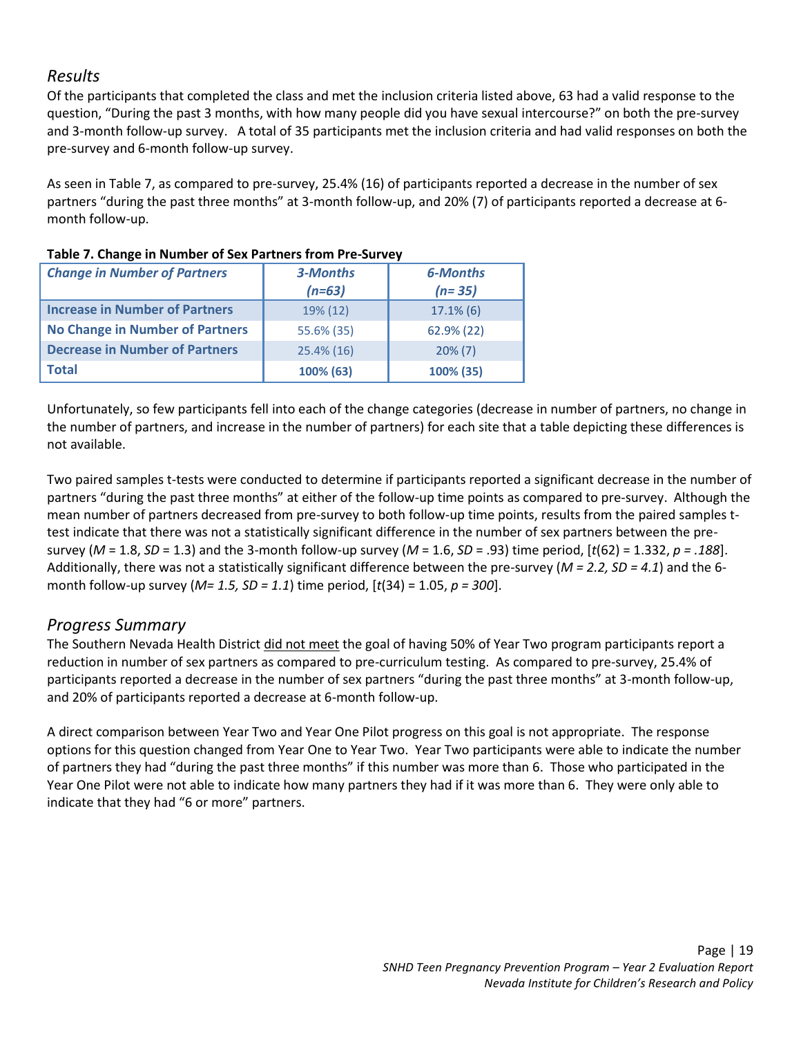## *Results*

Of the participants that completed the class and met the inclusion criteria listed above, 63 had a valid response to the question, "During the past 3 months, with how many people did you have sexual intercourse?" on both the pre-survey and 3-month follow-up survey. A total of 35 participants met the inclusion criteria and had valid responses on both the pre-survey and 6-month follow-up survey.

As seen in Table 7, as compared to pre-survey, 25.4% (16) of participants reported a decrease in the number of sex partners "during the past three months" at 3-month follow-up, and 20% (7) of participants reported a decrease at 6-month follow-up.

**Table 7. Change in Number of Sex Partners from Pre-Survey**

| *Change in Number of Partners* | *3-Months (n=63)* | *6-Months (n= 35)* |
|---|---|---|
| **Increase in Number of Partners** | 19% (12) | 17.1% (6) |
| **No Change in Number of Partners** | 55.6% (35) | 62.9% (22) |
| **Decrease in Number of Partners** | 25.4% (16) | 20% (7) |
| **Total** | **100% (63)** | **100% (35)** |

Unfortunately, so few participants fell into each of the change categories (decrease in number of partners, no change in the number of partners, and increase in the number of partners) for each site that a table depicting these differences is not available.

Two paired samples t-tests were conducted to determine if participants reported a significant decrease in the number of partners "during the past three months" at either of the follow-up time points as compared to pre-survey. Although the mean number of partners decreased from pre-survey to both follow-up time points, results from the paired samples t-test indicate that there was not a statistically significant difference in the number of sex partners between the pre-survey ($M$ = 1.8, $SD$ = 1.3) and the 3-month follow-up survey ($M$ = 1.6, $SD$ = .93) time period, [$t(62)$ = 1.332, $p$ = *.188*]. Additionally, there was not a statistically significant difference between the pre-survey ($M$ = *2.2*, $SD$ = *4.1*) and the 6-month follow-up survey ($M$= *1.5*, $SD$ = *1.1*) time period, [$t(34)$ = 1.05, $p$ = *300*].

## *Progress Summary*

The Southern Nevada Health District did not meet the goal of having 50% of Year Two program participants report a reduction in number of sex partners as compared to pre-curriculum testing. As compared to pre-survey, 25.4% of participants reported a decrease in the number of sex partners "during the past three months" at 3-month follow-up, and 20% of participants reported a decrease at 6-month follow-up.

A direct comparison between Year Two and Year One Pilot progress on this goal is not appropriate. The response options for this question changed from Year One to Year Two. Year Two participants were able to indicate the number of partners they had "during the past three months" if this number was more than 6. Those who participated in the Year One Pilot were not able to indicate how many partners they had if it was more than 6. They were only able to indicate that they had "6 or more" partners.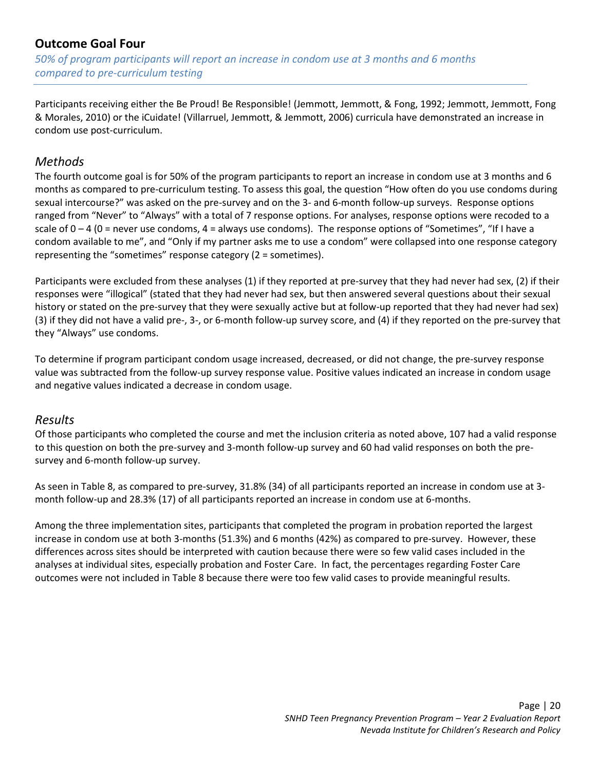## Outcome Goal Four

*50% of program participants will report an increase in condom use at 3 months and 6 months compared to pre-curriculum testing*

Participants receiving either the Be Proud! Be Responsible! (Jemmott, Jemmott, & Fong, 1992; Jemmott, Jemmott, Fong & Morales, 2010) or the iCuidate! (Villarruel, Jemmott, & Jemmott, 2006) curricula have demonstrated an increase in condom use post-curriculum.

### *Methods*

The fourth outcome goal is for 50% of the program participants to report an increase in condom use at 3 months and 6 months as compared to pre-curriculum testing. To assess this goal, the question "How often do you use condoms during sexual intercourse?" was asked on the pre-survey and on the 3- and 6-month follow-up surveys. Response options ranged from "Never" to "Always" with a total of 7 response options. For analyses, response options were recoded to a scale of 0 – 4 (0 = never use condoms, 4 = always use condoms). The response options of "Sometimes", "If I have a condom available to me", and "Only if my partner asks me to use a condom" were collapsed into one response category representing the "sometimes" response category (2 = sometimes).

Participants were excluded from these analyses (1) if they reported at pre-survey that they had never had sex, (2) if their responses were "illogical" (stated that they had never had sex, but then answered several questions about their sexual history or stated on the pre-survey that they were sexually active but at follow-up reported that they had never had sex) (3) if they did not have a valid pre-, 3-, or 6-month follow-up survey score, and (4) if they reported on the pre-survey that they "Always" use condoms.

To determine if program participant condom usage increased, decreased, or did not change, the pre-survey response value was subtracted from the follow-up survey response value. Positive values indicated an increase in condom usage and negative values indicated a decrease in condom usage.

### *Results*

Of those participants who completed the course and met the inclusion criteria as noted above, 107 had a valid response to this question on both the pre-survey and 3-month follow-up survey and 60 had valid responses on both the pre-survey and 6-month follow-up survey.

As seen in Table 8, as compared to pre-survey, 31.8% (34) of all participants reported an increase in condom use at 3-month follow-up and 28.3% (17) of all participants reported an increase in condom use at 6-months.

Among the three implementation sites, participants that completed the program in probation reported the largest increase in condom use at both 3-months (51.3%) and 6 months (42%) as compared to pre-survey. However, these differences across sites should be interpreted with caution because there were so few valid cases included in the analyses at individual sites, especially probation and Foster Care. In fact, the percentages regarding Foster Care outcomes were not included in Table 8 because there were too few valid cases to provide meaningful results.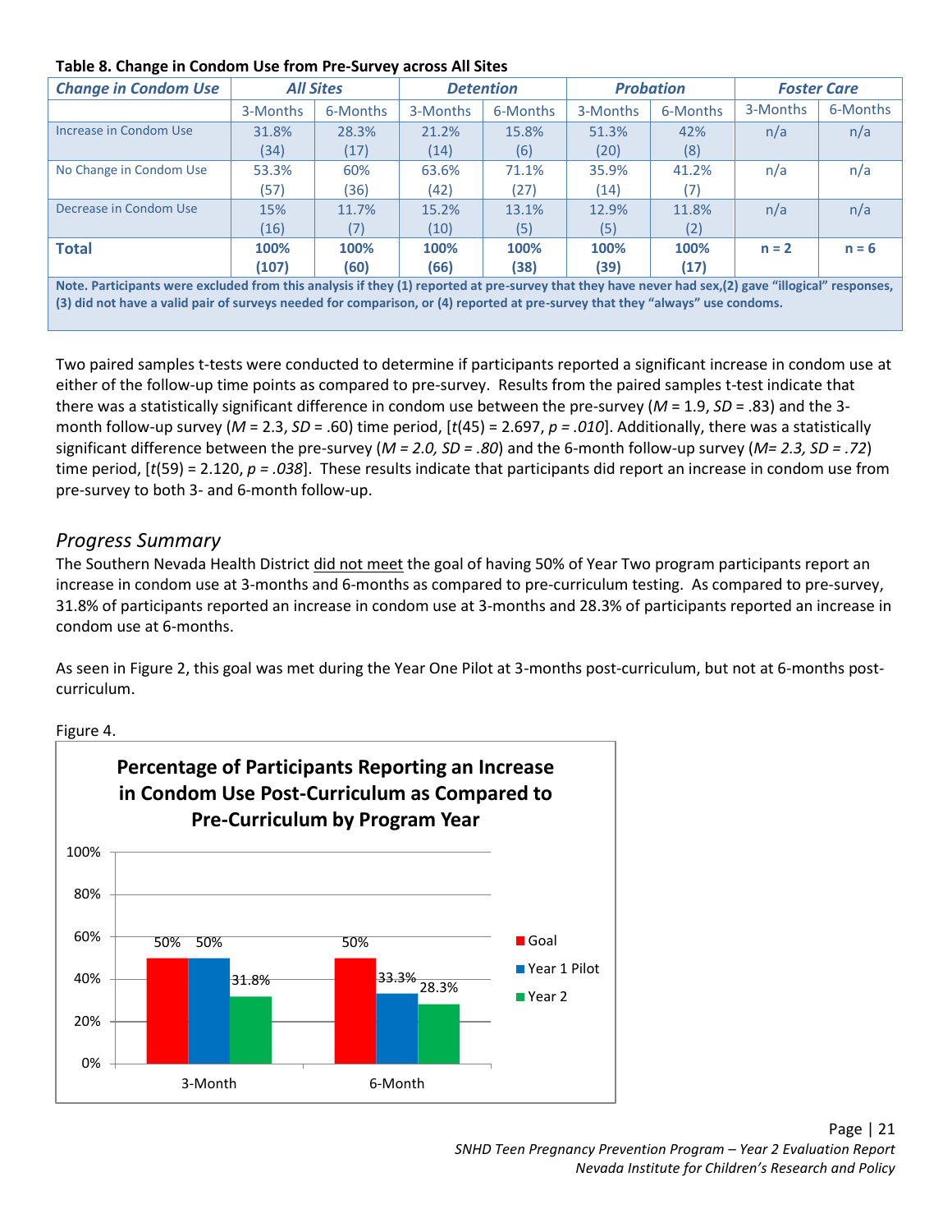**Table 8. Change in Condom Use from Pre-Survey across All Sites**

| *Change in Condom Use* | *All Sites* | | *Detention* | | *Probation* | | *Foster Care* | |
|---|---|---|---|---|---|---|---|---|
| | 3-Months | 6-Months | 3-Months | 6-Months | 3-Months | 6-Months | 3-Months | 6-Months |
| Increase in Condom Use | 31.8% (34) | 28.3% (17) | 21.2% (14) | 15.8% (6) | 51.3% (20) | 42% (8) | n/a | n/a |
| No Change in Condom Use | 53.3% (57) | 60% (36) | 63.6% (42) | 71.1% (27) | 35.9% (14) | 41.2% (7) | n/a | n/a |
| Decrease in Condom Use | 15% (16) | 11.7% (7) | 15.2% (10) | 13.1% (5) | 12.9% (5) | 11.8% (2) | n/a | n/a |
| **Total** | **100% (107)** | **100% (60)** | **100% (66)** | **100% (38)** | **100% (39)** | **100% (17)** | **n = 2** | **n = 6** |

**Note. Participants were excluded from this analysis if they (1) reported at pre-survey that they have never had sex,(2) gave "illogical" responses, (3) did not have a valid pair of surveys needed for comparison, or (4) reported at pre-survey that they "always" use condoms.**

Two paired samples t-tests were conducted to determine if participants reported a significant increase in condom use at either of the follow-up time points as compared to pre-survey. Results from the paired samples t-test indicate that there was a statistically significant difference in condom use between the pre-survey ($M = 1.9$, $SD = .83$) and the 3-month follow-up survey ($M = 2.3$, $SD = .60$) time period, [$t(45) = 2.697$, $p = .010$]. Additionally, there was a statistically significant difference between the pre-survey ($M = 2.0$, $SD = .80$) and the 6-month follow-up survey ($M = 2.3$, $SD = .72$) time period, [$t(59) = 2.120$, $p = .038$]. These results indicate that participants did report an increase in condom use from pre-survey to both 3- and 6-month follow-up.

## *Progress Summary*

The Southern Nevada Health District did not meet the goal of having 50% of Year Two program participants report an increase in condom use at 3-months and 6-months as compared to pre-curriculum testing. As compared to pre-survey, 31.8% of participants reported an increase in condom use at 3-months and 28.3% of participants reported an increase in condom use at 6-months.

As seen in Figure 2, this goal was met during the Year One Pilot at 3-months post-curriculum, but not at 6-months post-curriculum.

Figure 4.

**Percentage of Participants Reporting an Increase in Condom Use Post-Curriculum as Compared to Pre-Curriculum by Program Year**

| | Goal | Year 1 Pilot | Year 2 |
|---|---|---|---|
| 3-Month | 50% | 50% | 31.8% |
| 6-Month | 50% | 33.3% | 28.3% |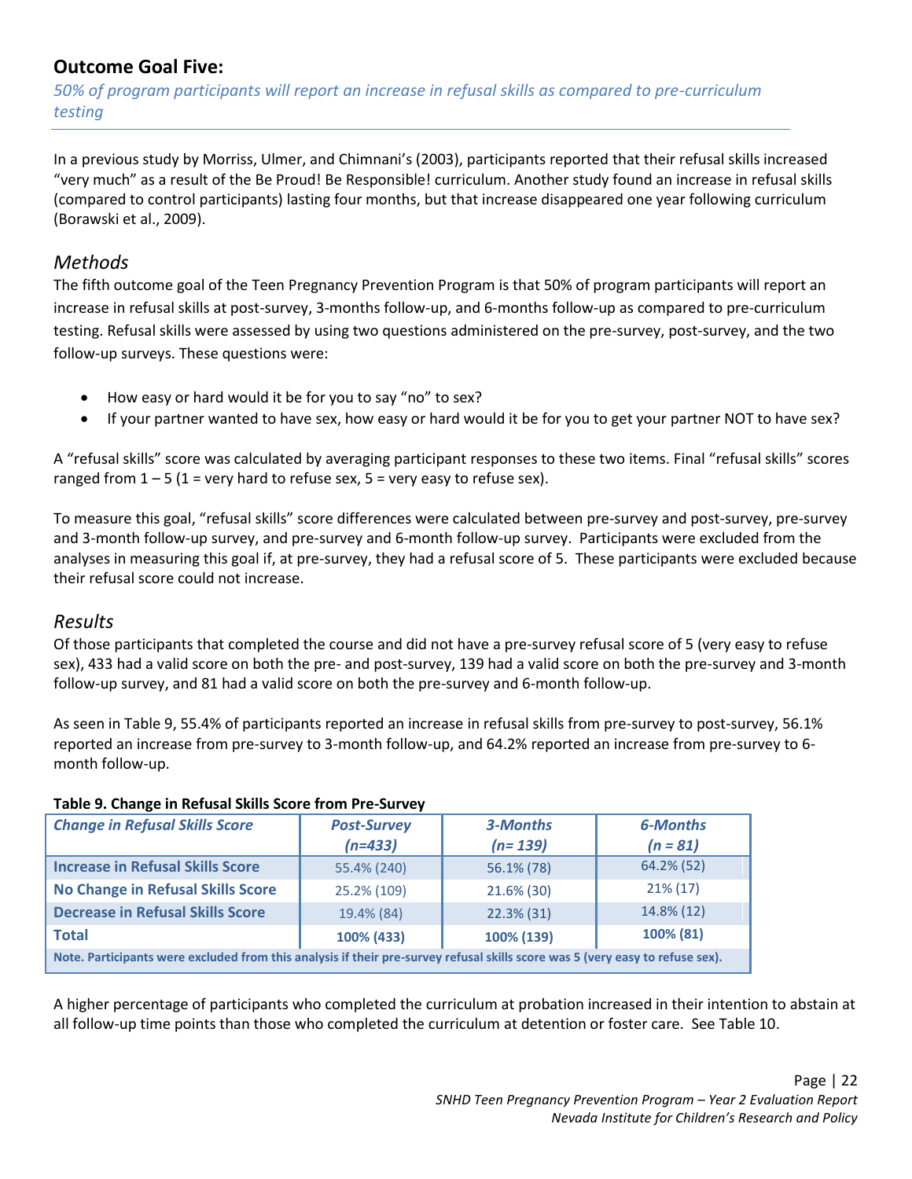## Outcome Goal Five:

*50% of program participants will report an increase in refusal skills as compared to pre-curriculum testing*

In a previous study by Morriss, Ulmer, and Chimnani's (2003), participants reported that their refusal skills increased "very much" as a result of the Be Proud! Be Responsible! curriculum. Another study found an increase in refusal skills (compared to control participants) lasting four months, but that increase disappeared one year following curriculum (Borawski et al., 2009).

### *Methods*

The fifth outcome goal of the Teen Pregnancy Prevention Program is that 50% of program participants will report an increase in refusal skills at post-survey, 3-months follow-up, and 6-months follow-up as compared to pre-curriculum testing. Refusal skills were assessed by using two questions administered on the pre-survey, post-survey, and the two follow-up surveys. These questions were:

- How easy or hard would it be for you to say "no" to sex?
- If your partner wanted to have sex, how easy or hard would it be for you to get your partner NOT to have sex?

A "refusal skills" score was calculated by averaging participant responses to these two items. Final "refusal skills" scores ranged from 1 – 5 (1 = very hard to refuse sex, 5 = very easy to refuse sex).

To measure this goal, "refusal skills" score differences were calculated between pre-survey and post-survey, pre-survey and 3-month follow-up survey, and pre-survey and 6-month follow-up survey. Participants were excluded from the analyses in measuring this goal if, at pre-survey, they had a refusal score of 5. These participants were excluded because their refusal score could not increase.

### *Results*

Of those participants that completed the course and did not have a pre-survey refusal score of 5 (very easy to refuse sex), 433 had a valid score on both the pre- and post-survey, 139 had a valid score on both the pre-survey and 3-month follow-up survey, and 81 had a valid score on both the pre-survey and 6-month follow-up.

As seen in Table 9, 55.4% of participants reported an increase in refusal skills from pre-survey to post-survey, 56.1% reported an increase from pre-survey to 3-month follow-up, and 64.2% reported an increase from pre-survey to 6-month follow-up.

**Table 9. Change in Refusal Skills Score from Pre-Survey**

| *Change in Refusal Skills Score* | *Post-Survey (n=433)* | *3-Months (n= 139)* | *6-Months (n = 81)* |
|---|---|---|---|
| **Increase in Refusal Skills Score** | 55.4% (240) | 56.1% (78) | 64.2% (52) |
| **No Change in Refusal Skills Score** | 25.2% (109) | 21.6% (30) | 21% (17) |
| **Decrease in Refusal Skills Score** | 19.4% (84) | 22.3% (31) | 14.8% (12) |
| **Total** | **100% (433)** | **100% (139)** | **100% (81)** |

**Note. Participants were excluded from this analysis if their pre-survey refusal skills score was 5 (very easy to refuse sex).**

A higher percentage of participants who completed the curriculum at probation increased in their intention to abstain at all follow-up time points than those who completed the curriculum at detention or foster care. See Table 10.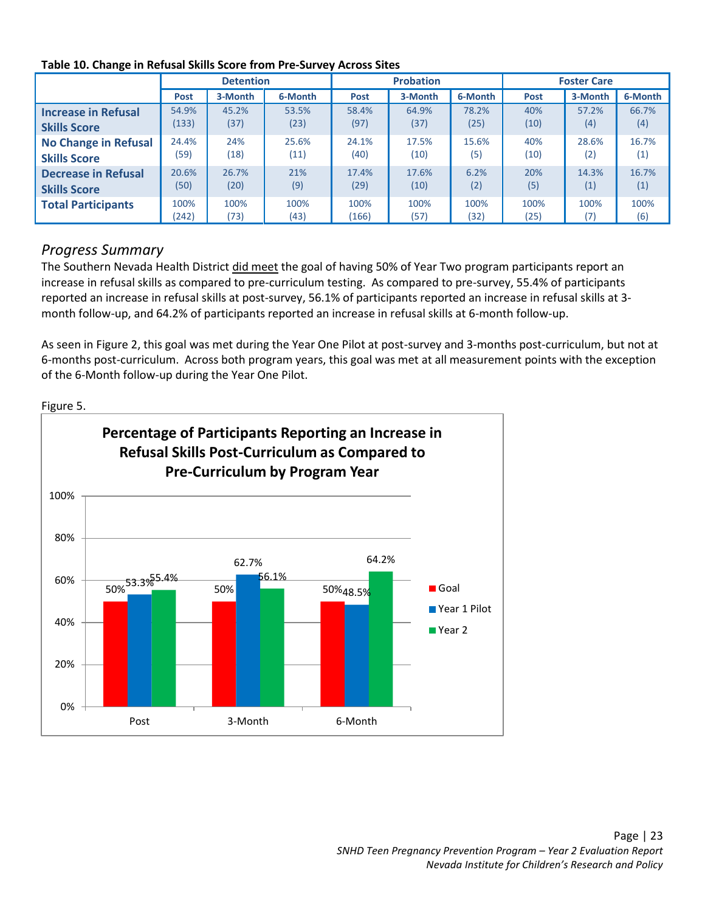**Table 10. Change in Refusal Skills Score from Pre-Survey Across Sites**

| | Detention | | | Probation | | | Foster Care | | |
|---|---|---|---|---|---|---|---|---|---|
| | Post | 3-Month | 6-Month | Post | 3-Month | 6-Month | Post | 3-Month | 6-Month |
| **Increase in Refusal Skills Score** | 54.9% (133) | 45.2% (37) | 53.5% (23) | 58.4% (97) | 64.9% (37) | 78.2% (25) | 40% (10) | 57.2% (4) | 66.7% (4) |
| **No Change in Refusal Skills Score** | 24.4% (59) | 24% (18) | 25.6% (11) | 24.1% (40) | 17.5% (10) | 15.6% (5) | 40% (10) | 28.6% (2) | 16.7% (1) |
| **Decrease in Refusal Skills Score** | 20.6% (50) | 26.7% (20) | 21% (9) | 17.4% (29) | 17.6% (10) | 6.2% (2) | 20% (5) | 14.3% (1) | 16.7% (1) |
| **Total Participants** | 100% (242) | 100% (73) | 100% (43) | 100% (166) | 100% (57) | 100% (32) | 100% (25) | 100% (7) | 100% (6) |

## *Progress Summary*

The Southern Nevada Health District did meet the goal of having 50% of Year Two program participants report an increase in refusal skills as compared to pre-curriculum testing. As compared to pre-survey, 55.4% of participants reported an increase in refusal skills at post-survey, 56.1% of participants reported an increase in refusal skills at 3-month follow-up, and 64.2% of participants reported an increase in refusal skills at 6-month follow-up.

As seen in Figure 2, this goal was met during the Year One Pilot at post-survey and 3-months post-curriculum, but not at 6-months post-curriculum. Across both program years, this goal was met at all measurement points with the exception of the 6-Month follow-up during the Year One Pilot.

Figure 5.

**Percentage of Participants Reporting an Increase in Refusal Skills Post-Curriculum as Compared to Pre-Curriculum by Program Year**

| | Goal | Year 1 Pilot | Year 2 |
|---|---|---|---|
| Post | 50% | 53.3% | 55.4% |
| 3-Month | 50% | 62.7% | 56.1% |
| 6-Month | 50% | 48.5% | 64.2% |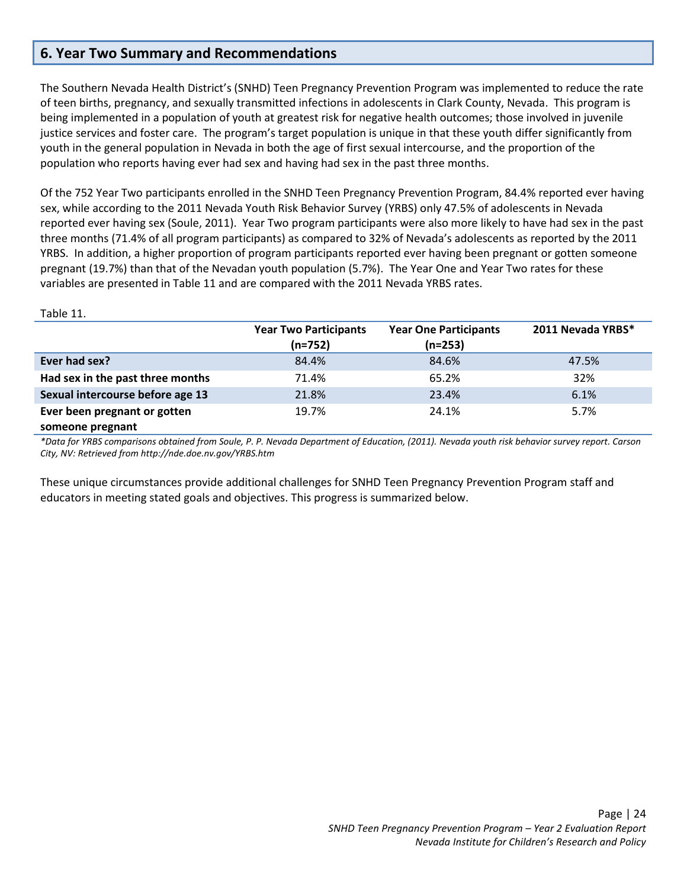## 6. Year Two Summary and Recommendations

The Southern Nevada Health District's (SNHD) Teen Pregnancy Prevention Program was implemented to reduce the rate of teen births, pregnancy, and sexually transmitted infections in adolescents in Clark County, Nevada. This program is being implemented in a population of youth at greatest risk for negative health outcomes; those involved in juvenile justice services and foster care. The program's target population is unique in that these youth differ significantly from youth in the general population in Nevada in both the age of first sexual intercourse, and the proportion of the population who reports having ever had sex and having had sex in the past three months.

Of the 752 Year Two participants enrolled in the SNHD Teen Pregnancy Prevention Program, 84.4% reported ever having sex, while according to the 2011 Nevada Youth Risk Behavior Survey (YRBS) only 47.5% of adolescents in Nevada reported ever having sex (Soule, 2011). Year Two program participants were also more likely to have had sex in the past three months (71.4% of all program participants) as compared to 32% of Nevada's adolescents as reported by the 2011 YRBS. In addition, a higher proportion of program participants reported ever having been pregnant or gotten someone pregnant (19.7%) than that of the Nevadan youth population (5.7%). The Year One and Year Two rates for these variables are presented in Table 11 and are compared with the 2011 Nevada YRBS rates.

Table 11.

| | Year Two Participants (n=752) | Year One Participants (n=253) | 2011 Nevada YRBS* |
|---|---|---|---|
| **Ever had sex?** | 84.4% | 84.6% | 47.5% |
| **Had sex in the past three months** | 71.4% | 65.2% | 32% |
| **Sexual intercourse before age 13** | 21.8% | 23.4% | 6.1% |
| **Ever been pregnant or gotten someone pregnant** | 19.7% | 24.1% | 5.7% |

*\*Data for YRBS comparisons obtained from Soule, P. P. Nevada Department of Education, (2011). Nevada youth risk behavior survey report. Carson City, NV: Retrieved from http://nde.doe.nv.gov/YRBS.htm*

These unique circumstances provide additional challenges for SNHD Teen Pregnancy Prevention Program staff and educators in meeting stated goals and objectives. This progress is summarized below.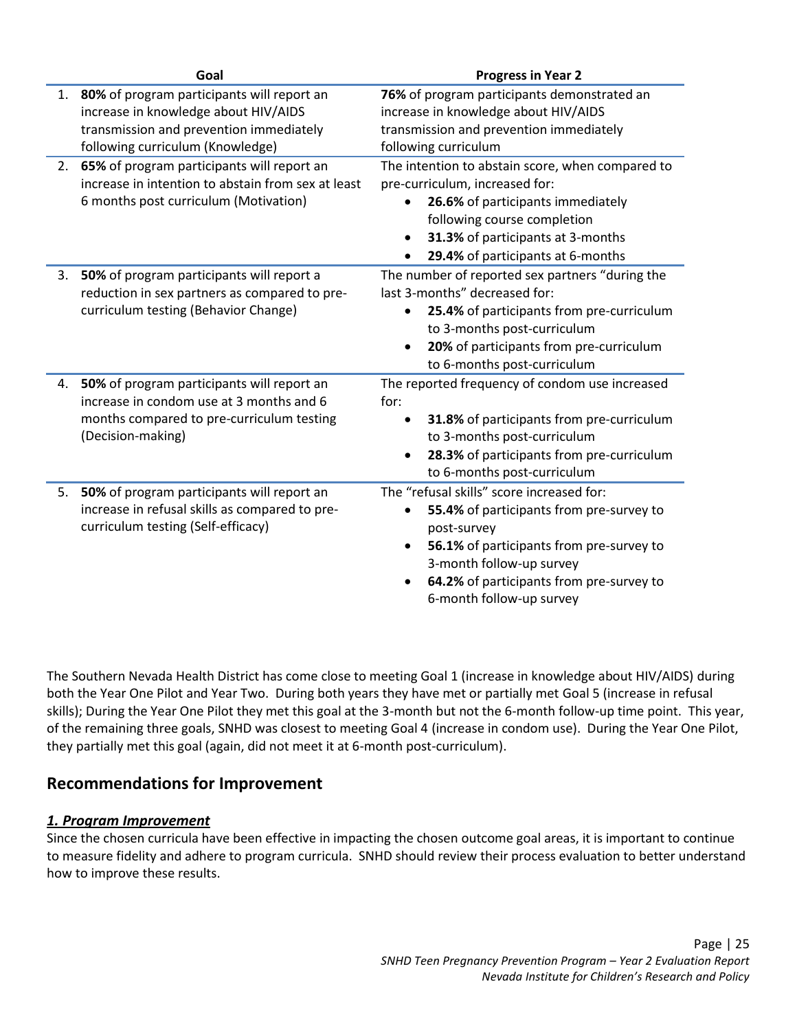| Goal | Progress in Year 2 |
|---|---|
| 1. **80%** of program participants will report an increase in knowledge about HIV/AIDS transmission and prevention immediately following curriculum (Knowledge) | **76%** of program participants demonstrated an increase in knowledge about HIV/AIDS transmission and prevention immediately following curriculum |
| 2. **65%** of program participants will report an increase in intention to abstain from sex at least 6 months post curriculum (Motivation) | The intention to abstain score, when compared to pre-curriculum, increased for:<br>• **26.6%** of participants immediately following course completion<br>• **31.3%** of participants at 3-months<br>• **29.4%** of participants at 6-months |
| 3. **50%** of program participants will report a reduction in sex partners as compared to pre-curriculum testing (Behavior Change) | The number of reported sex partners "during the last 3-months" decreased for:<br>• **25.4%** of participants from pre-curriculum to 3-months post-curriculum<br>• **20%** of participants from pre-curriculum to 6-months post-curriculum |
| 4. **50%** of program participants will report an increase in condom use at 3 months and 6 months compared to pre-curriculum testing (Decision-making) | The reported frequency of condom use increased for:<br>• **31.8%** of participants from pre-curriculum to 3-months post-curriculum<br>• **28.3%** of participants from pre-curriculum to 6-months post-curriculum |
| 5. **50%** of program participants will report an increase in refusal skills as compared to pre-curriculum testing (Self-efficacy) | The "refusal skills" score increased for:<br>• **55.4%** of participants from pre-survey to post-survey<br>• **56.1%** of participants from pre-survey to 3-month follow-up survey<br>• **64.2%** of participants from pre-survey to 6-month follow-up survey |

The Southern Nevada Health District has come close to meeting Goal 1 (increase in knowledge about HIV/AIDS) during both the Year One Pilot and Year Two. During both years they have met or partially met Goal 5 (increase in refusal skills); During the Year One Pilot they met this goal at the 3-month but not the 6-month follow-up time point. This year, of the remaining three goals, SNHD was closest to meeting Goal 4 (increase in condom use). During the Year One Pilot, they partially met this goal (again, did not meet it at 6-month post-curriculum).

## Recommendations for Improvement

### ***1. Program Improvement***

Since the chosen curricula have been effective in impacting the chosen outcome goal areas, it is important to continue to measure fidelity and adhere to program curricula. SNHD should review their process evaluation to better understand how to improve these results.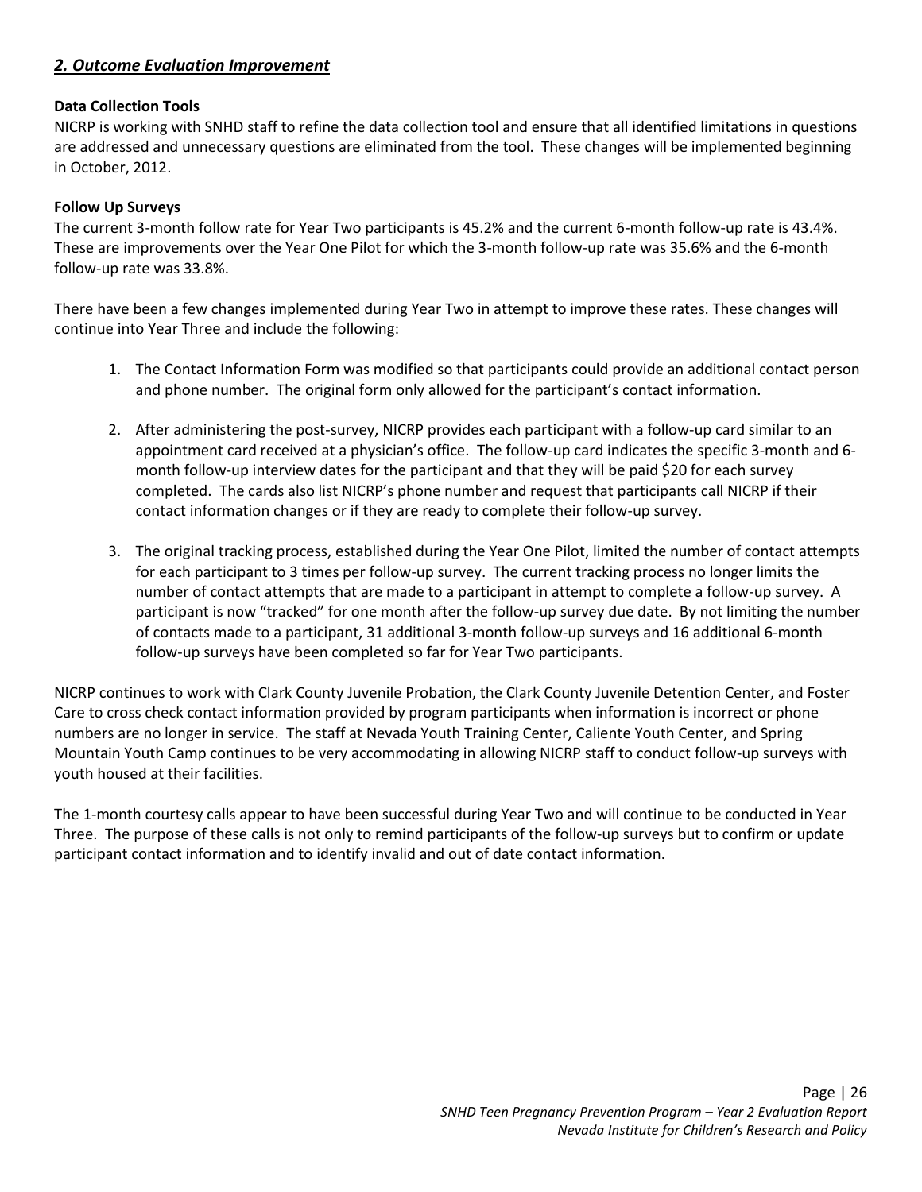## ***2. Outcome Evaluation Improvement***

**Data Collection Tools**

NICRP is working with SNHD staff to refine the data collection tool and ensure that all identified limitations in questions are addressed and unnecessary questions are eliminated from the tool. These changes will be implemented beginning in October, 2012.

**Follow Up Surveys**

The current 3-month follow rate for Year Two participants is 45.2% and the current 6-month follow-up rate is 43.4%. These are improvements over the Year One Pilot for which the 3-month follow-up rate was 35.6% and the 6-month follow-up rate was 33.8%.

There have been a few changes implemented during Year Two in attempt to improve these rates. These changes will continue into Year Three and include the following:

1. The Contact Information Form was modified so that participants could provide an additional contact person and phone number. The original form only allowed for the participant's contact information.

2. After administering the post-survey, NICRP provides each participant with a follow-up card similar to an appointment card received at a physician's office. The follow-up card indicates the specific 3-month and 6-month follow-up interview dates for the participant and that they will be paid $20 for each survey completed. The cards also list NICRP's phone number and request that participants call NICRP if their contact information changes or if they are ready to complete their follow-up survey.

3. The original tracking process, established during the Year One Pilot, limited the number of contact attempts for each participant to 3 times per follow-up survey. The current tracking process no longer limits the number of contact attempts that are made to a participant in attempt to complete a follow-up survey. A participant is now "tracked" for one month after the follow-up survey due date. By not limiting the number of contacts made to a participant, 31 additional 3-month follow-up surveys and 16 additional 6-month follow-up surveys have been completed so far for Year Two participants.

NICRP continues to work with Clark County Juvenile Probation, the Clark County Juvenile Detention Center, and Foster Care to cross check contact information provided by program participants when information is incorrect or phone numbers are no longer in service. The staff at Nevada Youth Training Center, Caliente Youth Center, and Spring Mountain Youth Camp continues to be very accommodating in allowing NICRP staff to conduct follow-up surveys with youth housed at their facilities.

The 1-month courtesy calls appear to have been successful during Year Two and will continue to be conducted in Year Three. The purpose of these calls is not only to remind participants of the follow-up surveys but to confirm or update participant contact information and to identify invalid and out of date contact information.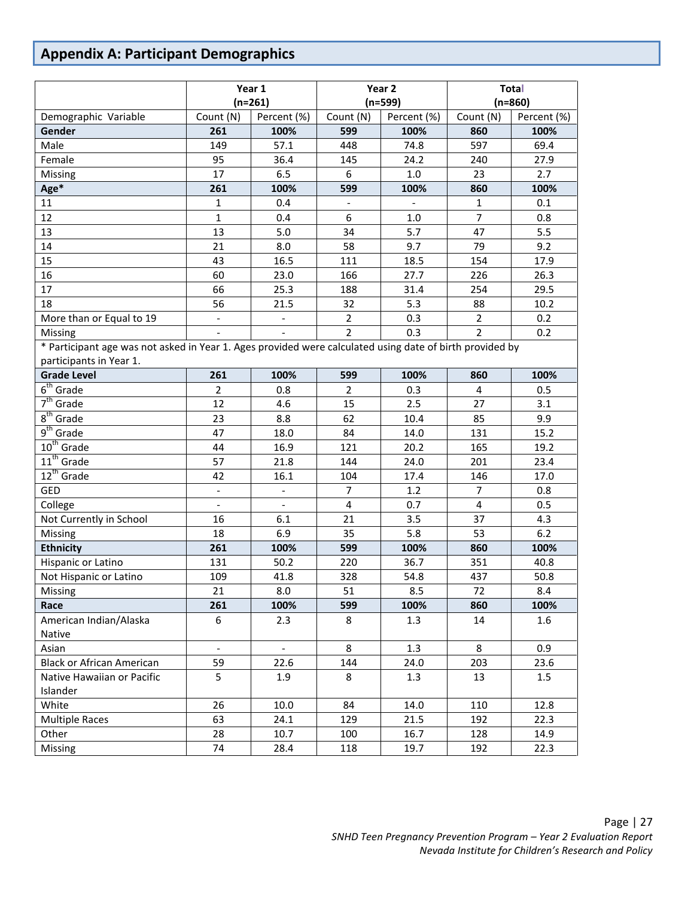## Appendix A: Participant Demographics

| | Year 1 (n=261) | | Year 2 (n=599) | | Total (n=860) | |
|---|---|---|---|---|---|---|
| Demographic Variable | Count (N) | Percent (%) | Count (N) | Percent (%) | Count (N) | Percent (%) |
| **Gender** | **261** | **100%** | **599** | **100%** | **860** | **100%** |
| Male | 149 | 57.1 | 448 | 74.8 | 597 | 69.4 |
| Female | 95 | 36.4 | 145 | 24.2 | 240 | 27.9 |
| Missing | 17 | 6.5 | 6 | 1.0 | 23 | 2.7 |
| **Age*** | **261** | **100%** | **599** | **100%** | **860** | **100%** |
| 11 | 1 | 0.4 | - | - | 1 | 0.1 |
| 12 | 1 | 0.4 | 6 | 1.0 | 7 | 0.8 |
| 13 | 13 | 5.0 | 34 | 5.7 | 47 | 5.5 |
| 14 | 21 | 8.0 | 58 | 9.7 | 79 | 9.2 |
| 15 | 43 | 16.5 | 111 | 18.5 | 154 | 17.9 |
| 16 | 60 | 23.0 | 166 | 27.7 | 226 | 26.3 |
| 17 | 66 | 25.3 | 188 | 31.4 | 254 | 29.5 |
| 18 | 56 | 21.5 | 32 | 5.3 | 88 | 10.2 |
| More than or Equal to 19 | - | - | 2 | 0.3 | 2 | 0.2 |
| Missing | - | - | 2 | 0.3 | 2 | 0.2 |
| * Participant age was not asked in Year 1. Ages provided were calculated using date of birth provided by participants in Year 1. | | | | | | |
| **Grade Level** | **261** | **100%** | **599** | **100%** | **860** | **100%** |
| 6th Grade | 2 | 0.8 | 2 | 0.3 | 4 | 0.5 |
| 7th Grade | 12 | 4.6 | 15 | 2.5 | 27 | 3.1 |
| 8th Grade | 23 | 8.8 | 62 | 10.4 | 85 | 9.9 |
| 9th Grade | 47 | 18.0 | 84 | 14.0 | 131 | 15.2 |
| 10th Grade | 44 | 16.9 | 121 | 20.2 | 165 | 19.2 |
| 11th Grade | 57 | 21.8 | 144 | 24.0 | 201 | 23.4 |
| 12th Grade | 42 | 16.1 | 104 | 17.4 | 146 | 17.0 |
| GED | - | - | 7 | 1.2 | 7 | 0.8 |
| College | - | - | 4 | 0.7 | 4 | 0.5 |
| Not Currently in School | 16 | 6.1 | 21 | 3.5 | 37 | 4.3 |
| Missing | 18 | 6.9 | 35 | 5.8 | 53 | 6.2 |
| **Ethnicity** | **261** | **100%** | **599** | **100%** | **860** | **100%** |
| Hispanic or Latino | 131 | 50.2 | 220 | 36.7 | 351 | 40.8 |
| Not Hispanic or Latino | 109 | 41.8 | 328 | 54.8 | 437 | 50.8 |
| Missing | 21 | 8.0 | 51 | 8.5 | 72 | 8.4 |
| **Race** | **261** | **100%** | **599** | **100%** | **860** | **100%** |
| American Indian/Alaska Native | 6 | 2.3 | 8 | 1.3 | 14 | 1.6 |
| Asian | - | - | 8 | 1.3 | 8 | 0.9 |
| Black or African American | 59 | 22.6 | 144 | 24.0 | 203 | 23.6 |
| Native Hawaiian or Pacific Islander | 5 | 1.9 | 8 | 1.3 | 13 | 1.5 |
| White | 26 | 10.0 | 84 | 14.0 | 110 | 12.8 |
| Multiple Races | 63 | 24.1 | 129 | 21.5 | 192 | 22.3 |
| Other | 28 | 10.7 | 100 | 16.7 | 128 | 14.9 |
| Missing | 74 | 28.4 | 118 | 19.7 | 192 | 22.3 |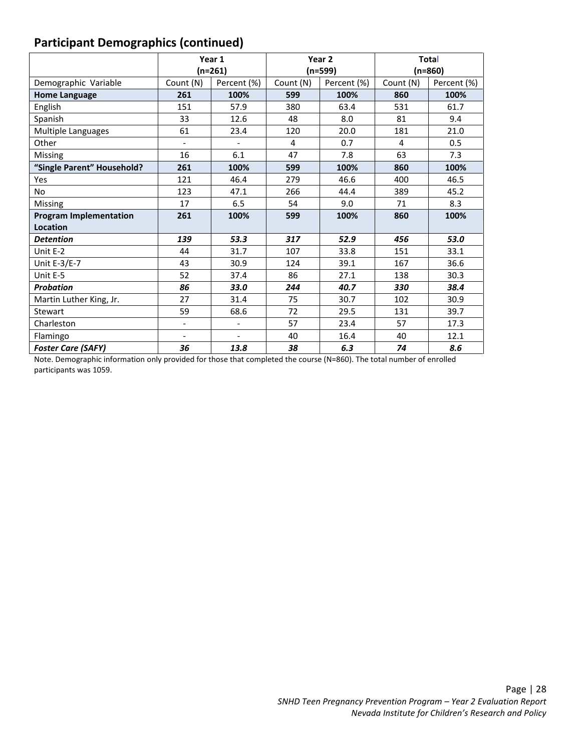## Participant Demographics (continued)

| | Year 1 (n=261) | | Year 2 (n=599) | | Total (n=860) | |
|---|---|---|---|---|---|---|
| Demographic Variable | Count (N) | Percent (%) | Count (N) | Percent (%) | Count (N) | Percent (%) |
| **Home Language** | **261** | **100%** | **599** | **100%** | **860** | **100%** |
| English | 151 | 57.9 | 380 | 63.4 | 531 | 61.7 |
| Spanish | 33 | 12.6 | 48 | 8.0 | 81 | 9.4 |
| Multiple Languages | 61 | 23.4 | 120 | 20.0 | 181 | 21.0 |
| Other | - | - | 4 | 0.7 | 4 | 0.5 |
| Missing | 16 | 6.1 | 47 | 7.8 | 63 | 7.3 |
| **"Single Parent" Household?** | **261** | **100%** | **599** | **100%** | **860** | **100%** |
| Yes | 121 | 46.4 | 279 | 46.6 | 400 | 46.5 |
| No | 123 | 47.1 | 266 | 44.4 | 389 | 45.2 |
| Missing | 17 | 6.5 | 54 | 9.0 | 71 | 8.3 |
| **Program Implementation Location** | **261** | **100%** | **599** | **100%** | **860** | **100%** |
| ***Detention*** | ***139*** | ***53.3*** | ***317*** | ***52.9*** | ***456*** | ***53.0*** |
| Unit E-2 | 44 | 31.7 | 107 | 33.8 | 151 | 33.1 |
| Unit E-3/E-7 | 43 | 30.9 | 124 | 39.1 | 167 | 36.6 |
| Unit E-5 | 52 | 37.4 | 86 | 27.1 | 138 | 30.3 |
| ***Probation*** | ***86*** | ***33.0*** | ***244*** | ***40.7*** | ***330*** | ***38.4*** |
| Martin Luther King, Jr. | 27 | 31.4 | 75 | 30.7 | 102 | 30.9 |
| Stewart | 59 | 68.6 | 72 | 29.5 | 131 | 39.7 |
| Charleston | - | - | 57 | 23.4 | 57 | 17.3 |
| Flamingo | - | - | 40 | 16.4 | 40 | 12.1 |
| ***Foster Care (SAFY)*** | ***36*** | ***13.8*** | ***38*** | ***6.3*** | ***74*** | ***8.6*** |

Note. Demographic information only provided for those that completed the course (N=860). The total number of enrolled participants was 1059.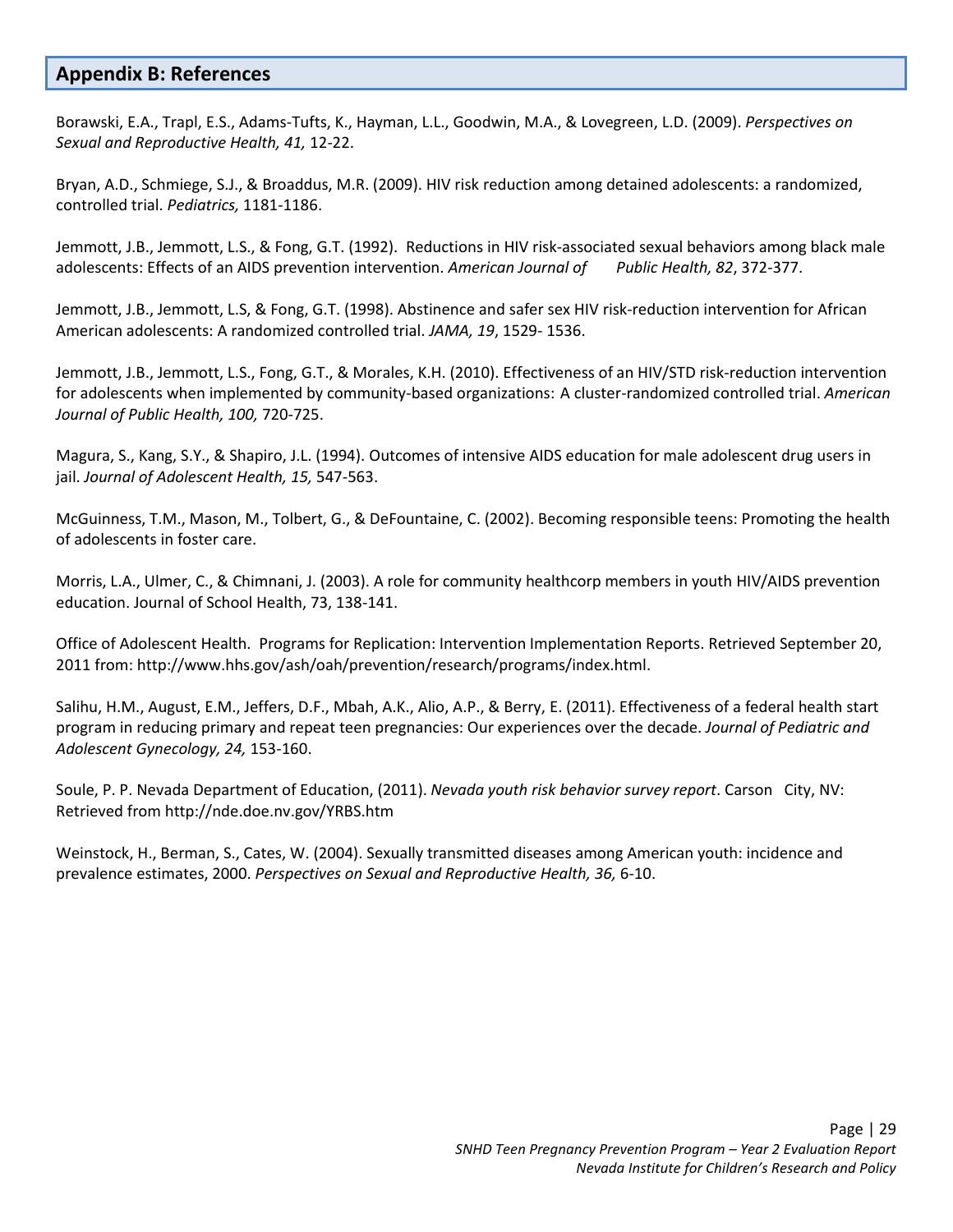## Appendix B: References

Borawski, E.A., Trapl, E.S., Adams-Tufts, K., Hayman, L.L., Goodwin, M.A., & Lovegreen, L.D. (2009). *Perspectives on Sexual and Reproductive Health, 41,* 12-22.

Bryan, A.D., Schmiege, S.J., & Broaddus, M.R. (2009). HIV risk reduction among detained adolescents: a randomized, controlled trial. *Pediatrics,* 1181-1186.

Jemmott, J.B., Jemmott, L.S., & Fong, G.T. (1992). Reductions in HIV risk-associated sexual behaviors among black male adolescents: Effects of an AIDS prevention intervention. *American Journal of Public Health, 82*, 372-377.

Jemmott, J.B., Jemmott, L.S, & Fong, G.T. (1998). Abstinence and safer sex HIV risk-reduction intervention for African American adolescents: A randomized controlled trial. *JAMA, 19*, 1529- 1536.

Jemmott, J.B., Jemmott, L.S., Fong, G.T., & Morales, K.H. (2010). Effectiveness of an HIV/STD risk-reduction intervention for adolescents when implemented by community-based organizations: A cluster-randomized controlled trial. *American Journal of Public Health, 100,* 720-725.

Magura, S., Kang, S.Y., & Shapiro, J.L. (1994). Outcomes of intensive AIDS education for male adolescent drug users in jail. *Journal of Adolescent Health, 15,* 547-563.

McGuinness, T.M., Mason, M., Tolbert, G., & DeFountaine, C. (2002). Becoming responsible teens: Promoting the health of adolescents in foster care.

Morris, L.A., Ulmer, C., & Chimnani, J. (2003). A role for community healthcorp members in youth HIV/AIDS prevention education. Journal of School Health, 73, 138-141.

Office of Adolescent Health. Programs for Replication: Intervention Implementation Reports. Retrieved September 20, 2011 from: http://www.hhs.gov/ash/oah/prevention/research/programs/index.html.

Salihu, H.M., August, E.M., Jeffers, D.F., Mbah, A.K., Alio, A.P., & Berry, E. (2011). Effectiveness of a federal health start program in reducing primary and repeat teen pregnancies: Our experiences over the decade. *Journal of Pediatric and Adolescent Gynecology, 24,* 153-160.

Soule, P. P. Nevada Department of Education, (2011). *Nevada youth risk behavior survey report*. Carson City, NV: Retrieved from http://nde.doe.nv.gov/YRBS.htm

Weinstock, H., Berman, S., Cates, W. (2004). Sexually transmitted diseases among American youth: incidence and prevalence estimates, 2000. *Perspectives on Sexual and Reproductive Health, 36,* 6-10.